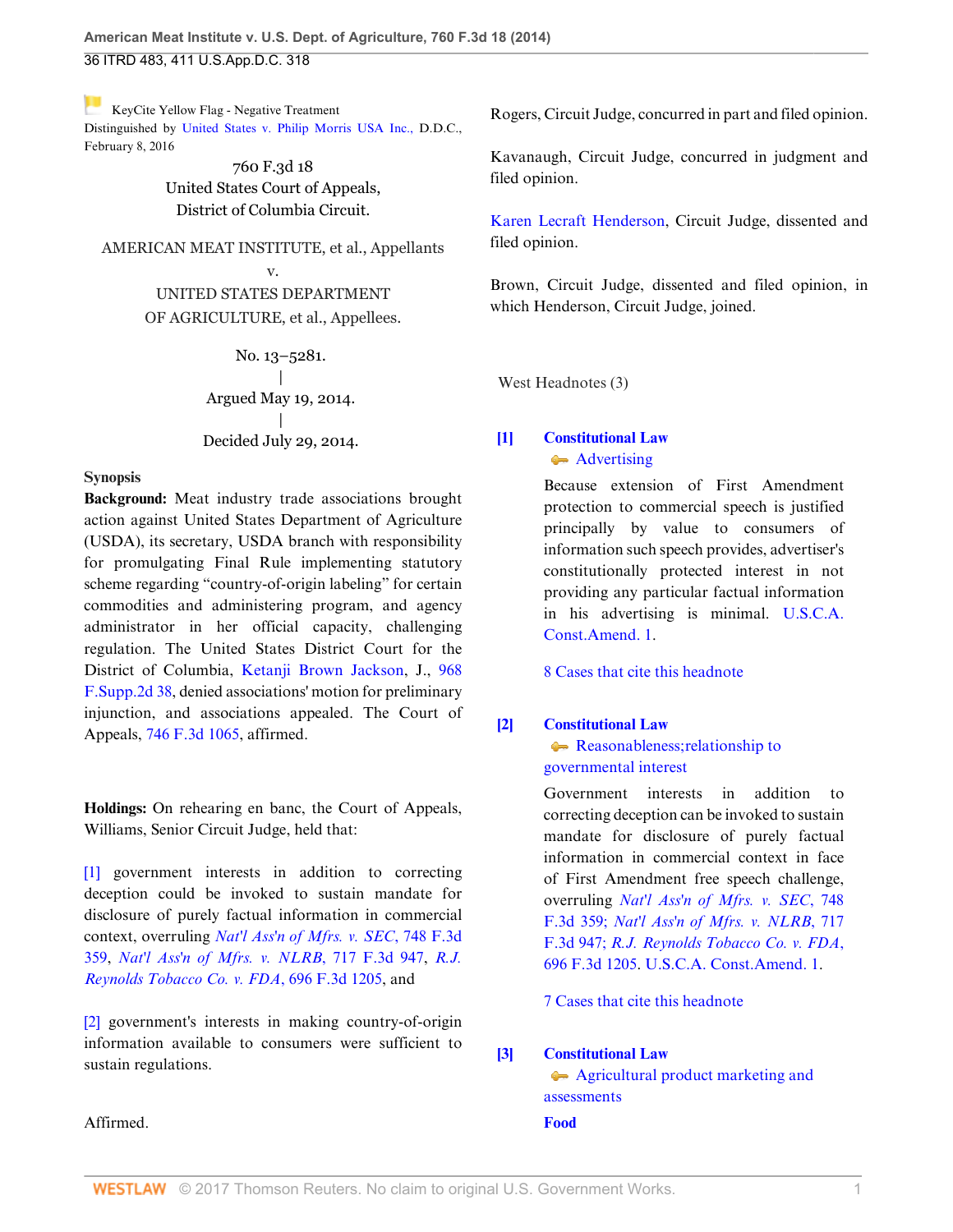KeyCite Yellow Flag - Negative Treatment
Distinguished by United States v. Philip Morris USA Inc., D.D.C., February 8, 2016

760 F.3d 18
United States Court of Appeals,
District of Columbia Circuit.

AMERICAN MEAT INSTITUTE, et al., Appellants
v.
UNITED STATES DEPARTMENT OF AGRICULTURE, et al., Appellees.

No. 13–5281.
|
Argued May 19, 2014.
|
Decided July 29, 2014.

**Synopsis**

**Background:** Meat industry trade associations brought action against United States Department of Agriculture (USDA), its secretary, USDA branch with responsibility for promulgating Final Rule implementing statutory scheme regarding "country-of-origin labeling" for certain commodities and administering program, and agency administrator in her official capacity, challenging regulation. The United States District Court for the District of Columbia, Ketanji Brown Jackson, J., 968 F.Supp.2d 38, denied associations' motion for preliminary injunction, and associations appealed. The Court of Appeals, 746 F.3d 1065, affirmed.

**Holdings:** On rehearing en banc, the Court of Appeals, Williams, Senior Circuit Judge, held that:

[1] government interests in addition to correcting deception could be invoked to sustain mandate for disclosure of purely factual information in commercial context, overruling *Nat'l Ass'n of Mfrs. v. SEC*, 748 F.3d 359, *Nat'l Ass'n of Mfrs. v. NLRB*, 717 F.3d 947, *R.J. Reynolds Tobacco Co. v. FDA*, 696 F.3d 1205, and

[2] government's interests in making country-of-origin information available to consumers were sufficient to sustain regulations.

Affirmed.

Rogers, Circuit Judge, concurred in part and filed opinion.

Kavanaugh, Circuit Judge, concurred in judgment and filed opinion.

Karen Lecraft Henderson, Circuit Judge, dissented and filed opinion.

Brown, Circuit Judge, dissented and filed opinion, in which Henderson, Circuit Judge, joined.

West Headnotes (3)

[1] **Constitutional Law**
Advertising

Because extension of First Amendment protection to commercial speech is justified principally by value to consumers of information such speech provides, advertiser's constitutionally protected interest in not providing any particular factual information in his advertising is minimal. U.S.C.A. Const.Amend. 1.

8 Cases that cite this headnote

[2] **Constitutional Law**
Reasonableness; relationship to governmental interest

Government interests in addition to correcting deception can be invoked to sustain mandate for disclosure of purely factual information in commercial context in face of First Amendment free speech challenge, overruling *Nat'l Ass'n of Mfrs. v. SEC*, 748 F.3d 359; *Nat'l Ass'n of Mfrs. v. NLRB*, 717 F.3d 947; *R.J. Reynolds Tobacco Co. v. FDA*, 696 F.3d 1205. U.S.C.A. Const.Amend. 1.

7 Cases that cite this headnote

[3] **Constitutional Law**
Agricultural product marketing and assessments
**Food**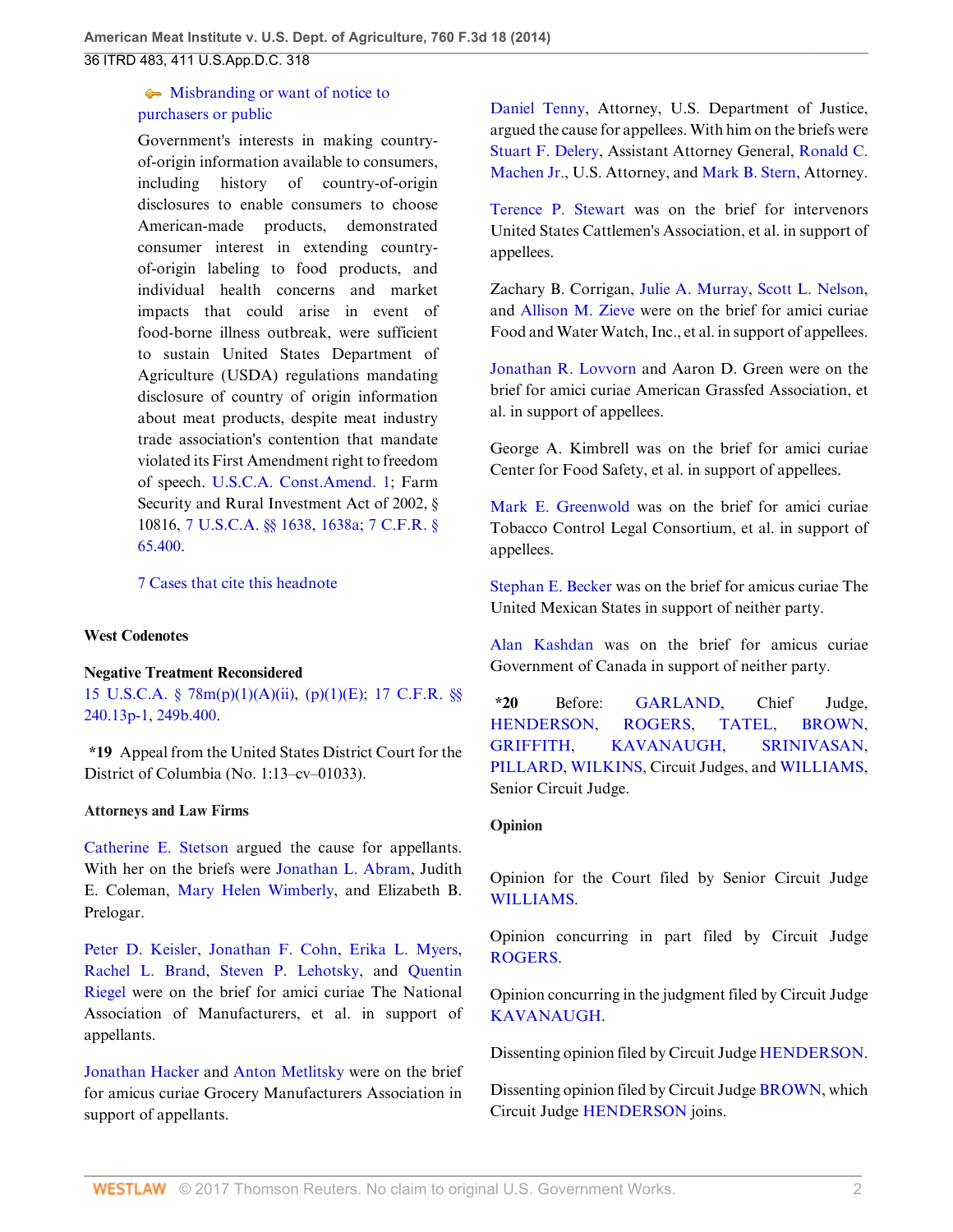Misbranding or want of notice to purchasers or public

Government's interests in making country-of-origin information available to consumers, including history of country-of-origin disclosures to enable consumers to choose American-made products, demonstrated consumer interest in extending country-of-origin labeling to food products, and individual health concerns and market impacts that could arise in event of food-borne illness outbreak, were sufficient to sustain United States Department of Agriculture (USDA) regulations mandating disclosure of country of origin information about meat products, despite meat industry trade association's contention that mandate violated its First Amendment right to freedom of speech. U.S.C.A. Const.Amend. 1; Farm Security and Rural Investment Act of 2002, § 10816, 7 U.S.C.A. §§ 1638, 1638a; 7 C.F.R. § 65.400.

7 Cases that cite this headnote

**West Codenotes**

**Negative Treatment Reconsidered**
15 U.S.C.A. § 78m(p)(1)(A)(ii), (p)(1)(E); 17 C.F.R. §§ 240.13p-1, 249b.400.

**\*19** Appeal from the United States District Court for the District of Columbia (No. 1:13–cv–01033).

**Attorneys and Law Firms**

Catherine E. Stetson argued the cause for appellants. With her on the briefs were Jonathan L. Abram, Judith E. Coleman, Mary Helen Wimberly, and Elizabeth B. Prelogar.

Peter D. Keisler, Jonathan F. Cohn, Erika L. Myers, Rachel L. Brand, Steven P. Lehotsky, and Quentin Riegel were on the brief for amici curiae The National Association of Manufacturers, et al. in support of appellants.

Jonathan Hacker and Anton Metlitsky were on the brief for amicus curiae Grocery Manufacturers Association in support of appellants.

Daniel Tenny, Attorney, U.S. Department of Justice, argued the cause for appellees. With him on the briefs were Stuart F. Delery, Assistant Attorney General, Ronald C. Machen Jr., U.S. Attorney, and Mark B. Stern, Attorney.

Terence P. Stewart was on the brief for intervenors United States Cattlemen's Association, et al. in support of appellees.

Zachary B. Corrigan, Julie A. Murray, Scott L. Nelson, and Allison M. Zieve were on the brief for amici curiae Food and Water Watch, Inc., et al. in support of appellees.

Jonathan R. Lovvorn and Aaron D. Green were on the brief for amici curiae American Grassfed Association, et al. in support of appellees.

George A. Kimbrell was on the brief for amici curiae Center for Food Safety, et al. in support of appellees.

Mark E. Greenwold was on the brief for amici curiae Tobacco Control Legal Consortium, et al. in support of appellees.

Stephan E. Becker was on the brief for amicus curiae The United Mexican States in support of neither party.

Alan Kashdan was on the brief for amicus curiae Government of Canada in support of neither party.

**\*20** Before: GARLAND, Chief Judge, HENDERSON, ROGERS, TATEL, BROWN, GRIFFITH, KAVANAUGH, SRINIVASAN, PILLARD, WILKINS, Circuit Judges, and WILLIAMS, Senior Circuit Judge.

**Opinion**

Opinion for the Court filed by Senior Circuit Judge WILLIAMS.

Opinion concurring in part filed by Circuit Judge ROGERS.

Opinion concurring in the judgment filed by Circuit Judge KAVANAUGH.

Dissenting opinion filed by Circuit Judge HENDERSON.

Dissenting opinion filed by Circuit Judge BROWN, which Circuit Judge HENDERSON joins.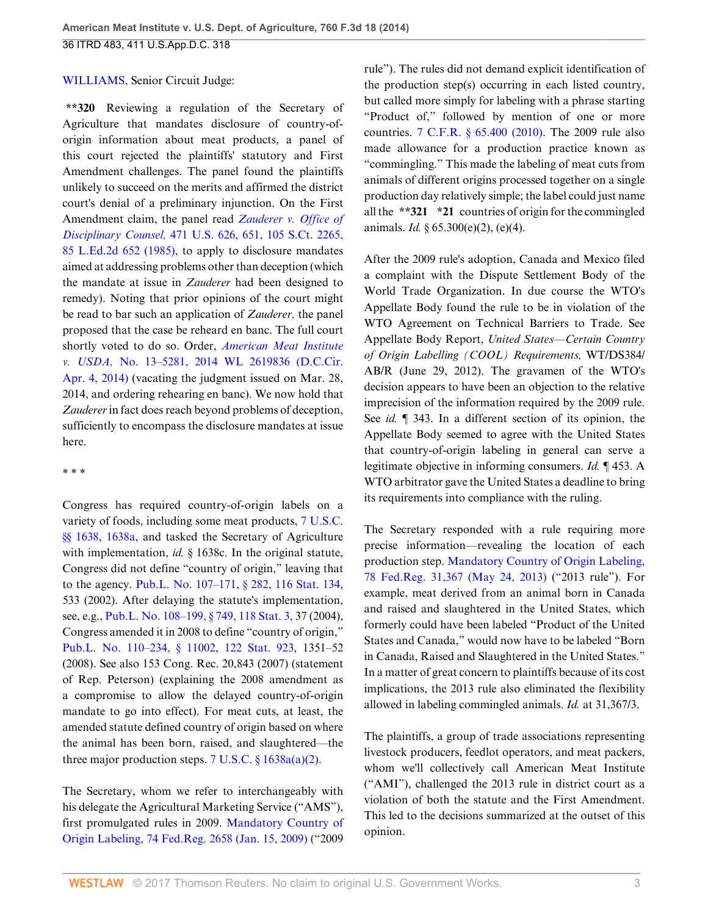WILLIAMS, Senior Circuit Judge:

**320 Reviewing a regulation of the Secretary of Agriculture that mandates disclosure of country-of-origin information about meat products, a panel of this court rejected the plaintiffs' statutory and First Amendment challenges. The panel found the plaintiffs unlikely to succeed on the merits and affirmed the district court's denial of a preliminary injunction. On the First Amendment claim, the panel read *Zauderer v. Office of Disciplinary Counsel,* 471 U.S. 626, 651, 105 S.Ct. 2265, 85 L.Ed.2d 652 (1985), to apply to disclosure mandates aimed at addressing problems other than deception (which the mandate at issue in *Zauderer* had been designed to remedy). Noting that prior opinions of the court might be read to bar such an application of *Zauderer,* the panel proposed that the case be reheard en banc. The full court shortly voted to do so. Order, *American Meat Institute v. USDA,* No. 13–5281, 2014 WL 2619836 (D.C.Cir. Apr. 4, 2014) (vacating the judgment issued on Mar. 28, 2014, and ordering rehearing en banc). We now hold that *Zauderer* in fact does reach beyond problems of deception, sufficiently to encompass the disclosure mandates at issue here.

* * *

Congress has required country-of-origin labels on a variety of foods, including some meat products, 7 U.S.C. §§ 1638, 1638a, and tasked the Secretary of Agriculture with implementation, *id.* § 1638c. In the original statute, Congress did not define "country of origin," leaving that to the agency. Pub.L. No. 107–171, § 282, 116 Stat. 134, 533 (2002). After delaying the statute's implementation, see, e.g., Pub.L. No. 108–199, § 749, 118 Stat. 3, 37 (2004), Congress amended it in 2008 to define "country of origin," Pub.L. No. 110–234, § 11002, 122 Stat. 923, 1351–52 (2008). See also 153 Cong. Rec. 20,843 (2007) (statement of Rep. Peterson) (explaining the 2008 amendment as a compromise to allow the delayed country-of-origin mandate to go into effect). For meat cuts, at least, the amended statute defined country of origin based on where the animal has been born, raised, and slaughtered—the three major production steps. 7 U.S.C. § 1638a(a)(2).

The Secretary, whom we refer to interchangeably with his delegate the Agricultural Marketing Service ("AMS"), first promulgated rules in 2009. Mandatory Country of Origin Labeling, 74 Fed.Reg. 2658 (Jan. 15, 2009) ("2009 rule"). The rules did not demand explicit identification of the production step(s) occurring in each listed country, but called more simply for labeling with a phrase starting "Product of," followed by mention of one or more countries. 7 C.F.R. § 65.400 (2010). The 2009 rule also made allowance for a production practice known as "commingling." This made the labeling of meat cuts from animals of different origins processed together on a single production day relatively simple; the label could just name all the **321 *21 countries of origin for the commingled animals. *Id.* § 65.300(e)(2), (e)(4).

After the 2009 rule's adoption, Canada and Mexico filed a complaint with the Dispute Settlement Body of the World Trade Organization. In due course the WTO's Appellate Body found the rule to be in violation of the WTO Agreement on Technical Barriers to Trade. See Appellate Body Report, *United States—Certain Country of Origin Labelling (COOL) Requirements,* WT/DS384/AB/R (June 29, 2012). The gravamen of the WTO's decision appears to have been an objection to the relative imprecision of the information required by the 2009 rule. See *id.* ¶ 343. In a different section of its opinion, the Appellate Body seemed to agree with the United States that country-of-origin labeling in general can serve a legitimate objective in informing consumers. *Id.* ¶ 453. A WTO arbitrator gave the United States a deadline to bring its requirements into compliance with the ruling.

The Secretary responded with a rule requiring more precise information—revealing the location of each production step. Mandatory Country of Origin Labeling, 78 Fed.Reg. 31,367 (May 24, 2013) ("2013 rule"). For example, meat derived from an animal born in Canada and raised and slaughtered in the United States, which formerly could have been labeled "Product of the United States and Canada," would now have to be labeled "Born in Canada, Raised and Slaughtered in the United States." In a matter of great concern to plaintiffs because of its cost implications, the 2013 rule also eliminated the flexibility allowed in labeling commingled animals. *Id.* at 31,367/3.

The plaintiffs, a group of trade associations representing livestock producers, feedlot operators, and meat packers, whom we'll collectively call American Meat Institute ("AMI"), challenged the 2013 rule in district court as a violation of both the statute and the First Amendment. This led to the decisions summarized at the outset of this opinion.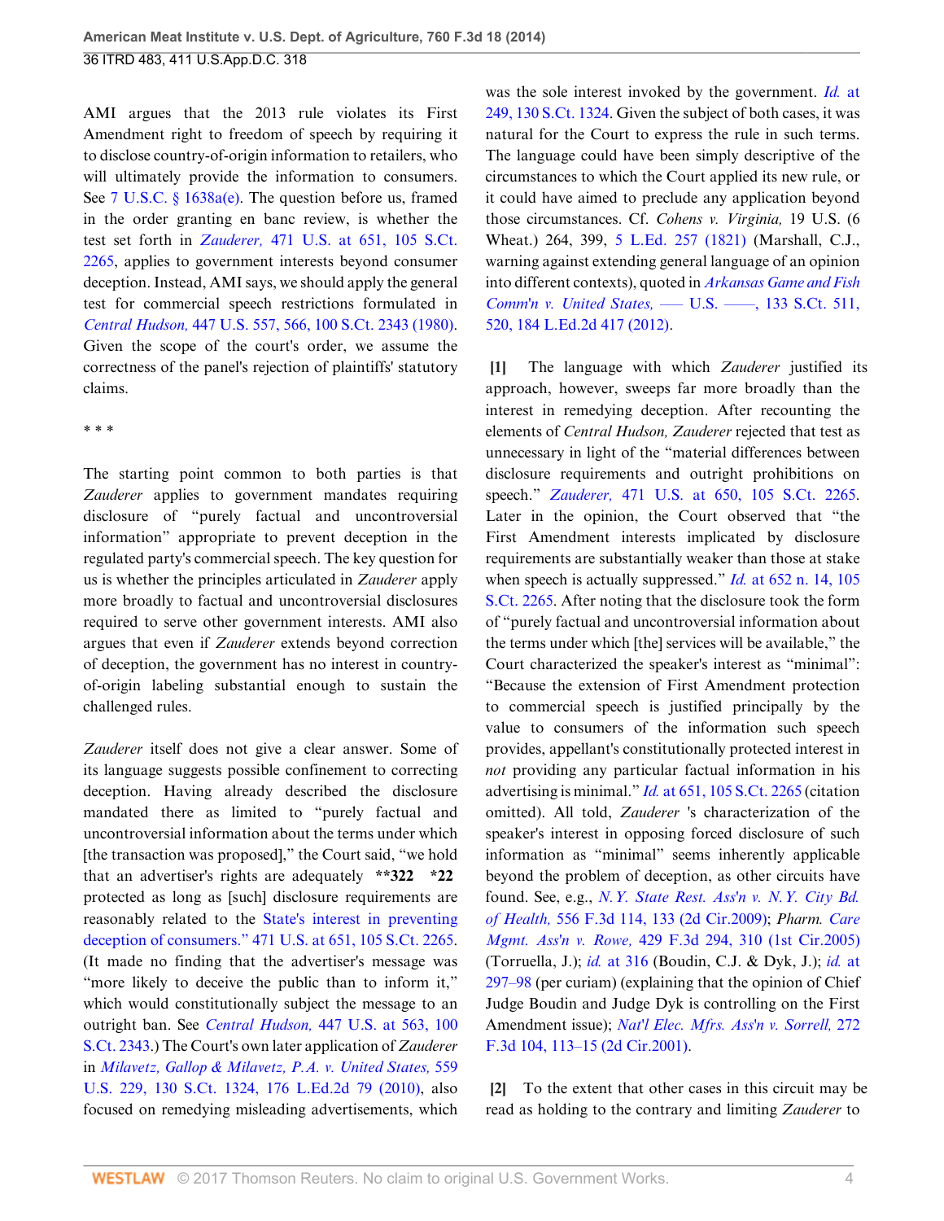AMI argues that the 2013 rule violates its First Amendment right to freedom of speech by requiring it to disclose country-of-origin information to retailers, who will ultimately provide the information to consumers. See 7 U.S.C. § 1638a(e). The question before us, framed in the order granting en banc review, is whether the test set forth in *Zauderer,* 471 U.S. at 651, 105 S.Ct. 2265, applies to government interests beyond consumer deception. Instead, AMI says, we should apply the general test for commercial speech restrictions formulated in *Central Hudson,* 447 U.S. 557, 566, 100 S.Ct. 2343 (1980). Given the scope of the court's order, we assume the correctness of the panel's rejection of plaintiffs' statutory claims.

* * *

The starting point common to both parties is that *Zauderer* applies to government mandates requiring disclosure of "purely factual and uncontroversial information" appropriate to prevent deception in the regulated party's commercial speech. The key question for us is whether the principles articulated in *Zauderer* apply more broadly to factual and uncontroversial disclosures required to serve other government interests. AMI also argues that even if *Zauderer* extends beyond correction of deception, the government has no interest in country-of-origin labeling substantial enough to sustain the challenged rules.

*Zauderer* itself does not give a clear answer. Some of its language suggests possible confinement to correcting deception. Having already described the disclosure mandated there as limited to "purely factual and uncontroversial information about the terms under which [the transaction was proposed]," the Court said, "we hold that an advertiser's rights are adequately **322 *22 protected as long as [such] disclosure requirements are reasonably related to the State's interest in preventing deception of consumers." 471 U.S. at 651, 105 S.Ct. 2265. (It made no finding that the advertiser's message was "more likely to deceive the public than to inform it," which would constitutionally subject the message to an outright ban. See *Central Hudson,* 447 U.S. at 563, 100 S.Ct. 2343.) The Court's own later application of *Zauderer* in *Milavetz, Gallop & Milavetz, P.A. v. United States,* 559 U.S. 229, 130 S.Ct. 1324, 176 L.Ed.2d 79 (2010), also focused on remedying misleading advertisements, which was the sole interest invoked by the government. *Id.* at 249, 130 S.Ct. 1324. Given the subject of both cases, it was natural for the Court to express the rule in such terms. The language could have been simply descriptive of the circumstances to which the Court applied its new rule, or it could have aimed to preclude any application beyond those circumstances. Cf. *Cohens v. Virginia,* 19 U.S. (6 Wheat.) 264, 399, 5 L.Ed. 257 (1821) (Marshall, C.J., warning against extending general language of an opinion into different contexts), quoted in *Arkansas Game and Fish Comm'n v. United States,* ––– U.S. ––––, 133 S.Ct. 511, 520, 184 L.Ed.2d 417 (2012).

**[1]** The language with which *Zauderer* justified its approach, however, sweeps far more broadly than the interest in remedying deception. After recounting the elements of *Central Hudson, Zauderer* rejected that test as unnecessary in light of the "material differences between disclosure requirements and outright prohibitions on speech." *Zauderer,* 471 U.S. at 650, 105 S.Ct. 2265. Later in the opinion, the Court observed that "the First Amendment interests implicated by disclosure requirements are substantially weaker than those at stake when speech is actually suppressed." *Id.* at 652 n. 14, 105 S.Ct. 2265. After noting that the disclosure took the form of "purely factual and uncontroversial information about the terms under which [the] services will be available," the Court characterized the speaker's interest as "minimal": "Because the extension of First Amendment protection to commercial speech is justified principally by the value to consumers of the information such speech provides, appellant's constitutionally protected interest in *not* providing any particular factual information in his advertising is minimal." *Id.* at 651, 105 S.Ct. 2265 (citation omitted). All told, *Zauderer* 's characterization of the speaker's interest in opposing forced disclosure of such information as "minimal" seems inherently applicable beyond the problem of deception, as other circuits have found. See, e.g., *N.Y. State Rest. Ass'n v. N.Y. City Bd. of Health,* 556 F.3d 114, 133 (2d Cir.2009); *Pharm. Care Mgmt. Ass'n v. Rowe,* 429 F.3d 294, 310 (1st Cir.2005) (Torruella, J.); *id.* at 316 (Boudin, C.J. & Dyk, J.); *id.* at 297–98 (per curiam) (explaining that the opinion of Chief Judge Boudin and Judge Dyk is controlling on the First Amendment issue); *Nat'l Elec. Mfrs. Ass'n v. Sorrell,* 272 F.3d 104, 113–15 (2d Cir.2001).

**[2]** To the extent that other cases in this circuit may be read as holding to the contrary and limiting *Zauderer* to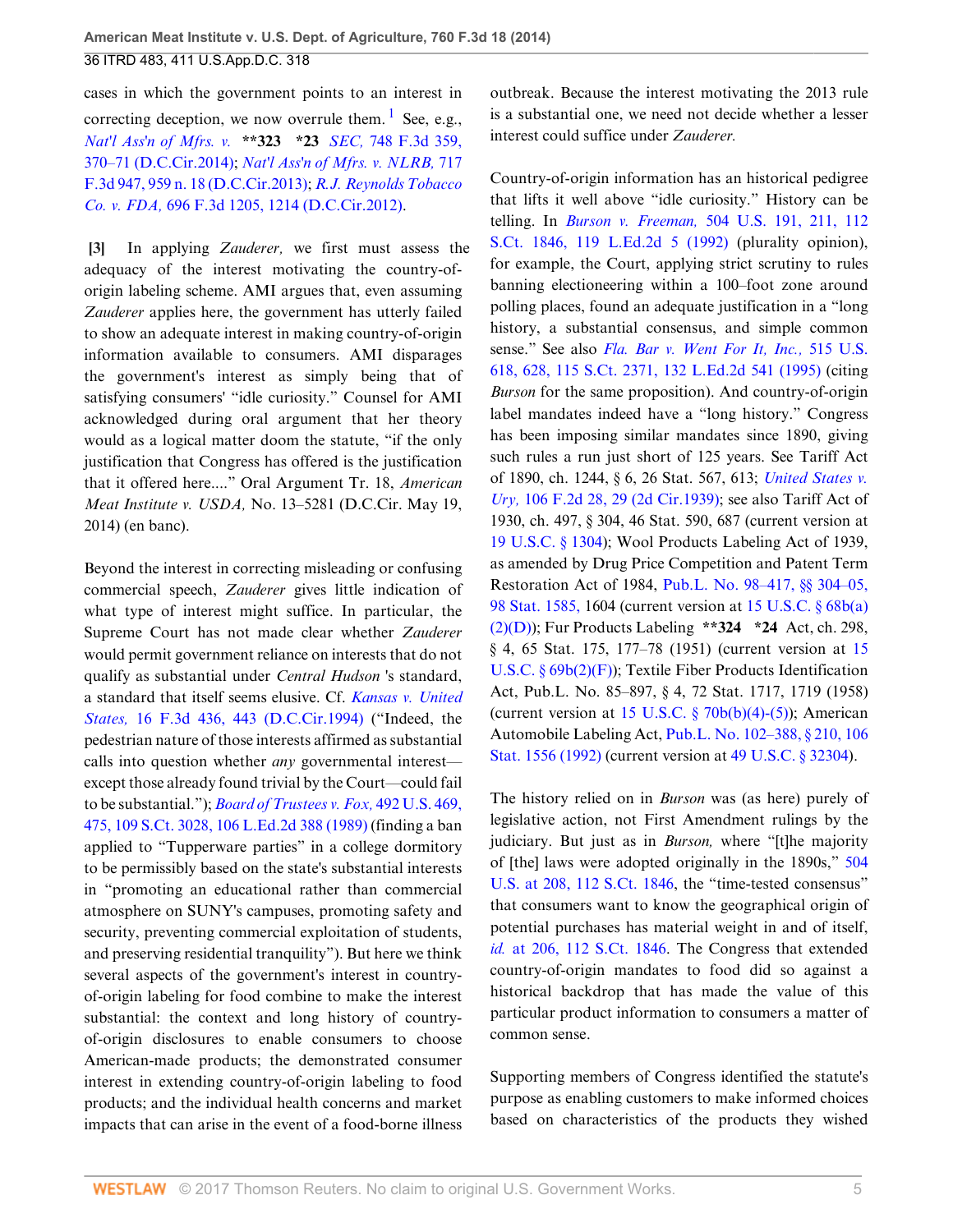cases in which the government points to an interest in correcting deception, we now overrule them. [1] See, e.g., *Nat'l Ass'n of Mfrs. v.* **323 *23 *SEC,* 748 F.3d 359, 370–71 (D.C.Cir.2014); *Nat'l Ass'n of Mfrs. v. NLRB,* 717 F.3d 947, 959 n. 18 (D.C.Cir.2013); *R.J. Reynolds Tobacco Co. v. FDA,* 696 F.3d 1205, 1214 (D.C.Cir.2012).

**[3]** In applying *Zauderer,* we first must assess the adequacy of the interest motivating the country-of-origin labeling scheme. AMI argues that, even assuming *Zauderer* applies here, the government has utterly failed to show an adequate interest in making country-of-origin information available to consumers. AMI disparages the government's interest as simply being that of satisfying consumers' "idle curiosity." Counsel for AMI acknowledged during oral argument that her theory would as a logical matter doom the statute, "if the only justification that Congress has offered is the justification that it offered here...." Oral Argument Tr. 18, *American Meat Institute v. USDA,* No. 13–5281 (D.C.Cir. May 19, 2014) (en banc).

Beyond the interest in correcting misleading or confusing commercial speech, *Zauderer* gives little indication of what type of interest might suffice. In particular, the Supreme Court has not made clear whether *Zauderer* would permit government reliance on interests that do not qualify as substantial under *Central Hudson* 's standard, a standard that itself seems elusive. Cf. *Kansas v. United States,* 16 F.3d 436, 443 (D.C.Cir.1994) ("Indeed, the pedestrian nature of those interests affirmed as substantial calls into question whether *any* governmental interest—except those already found trivial by the Court—could fail to be substantial."); *Board of Trustees v. Fox,* 492 U.S. 469, 475, 109 S.Ct. 3028, 106 L.Ed.2d 388 (1989) (finding a ban applied to "Tupperware parties" in a college dormitory to be permissibly based on the state's substantial interests in "promoting an educational rather than commercial atmosphere on SUNY's campuses, promoting safety and security, preventing commercial exploitation of students, and preserving residential tranquility"). But here we think several aspects of the government's interest in country-of-origin labeling for food combine to make the interest substantial: the context and long history of country-of-origin disclosures to enable consumers to choose American-made products; the demonstrated consumer interest in extending country-of-origin labeling to food products; and the individual health concerns and market impacts that can arise in the event of a food-borne illness outbreak. Because the interest motivating the 2013 rule is a substantial one, we need not decide whether a lesser interest could suffice under *Zauderer.*

Country-of-origin information has an historical pedigree that lifts it well above "idle curiosity." History can be telling. In *Burson v. Freeman,* 504 U.S. 191, 211, 112 S.Ct. 1846, 119 L.Ed.2d 5 (1992) (plurality opinion), for example, the Court, applying strict scrutiny to rules banning electioneering within a 100–foot zone around polling places, found an adequate justification in a "long history, a substantial consensus, and simple common sense." See also *Fla. Bar v. Went For It, Inc.,* 515 U.S. 618, 628, 115 S.Ct. 2371, 132 L.Ed.2d 541 (1995) (citing *Burson* for the same proposition). And country-of-origin label mandates indeed have a "long history." Congress has been imposing similar mandates since 1890, giving such rules a run just short of 125 years. See Tariff Act of 1890, ch. 1244, § 6, 26 Stat. 567, 613; *United States v. Ury,* 106 F.2d 28, 29 (2d Cir.1939); see also Tariff Act of 1930, ch. 497, § 304, 46 Stat. 590, 687 (current version at 19 U.S.C. § 1304); Wool Products Labeling Act of 1939, as amended by Drug Price Competition and Patent Term Restoration Act of 1984, Pub.L. No. 98–417, §§ 304–05, 98 Stat. 1585, 1604 (current version at 15 U.S.C. § 68b(a)(2)(D)); Fur Products Labeling **324 *24 Act, ch. 298, § 4, 65 Stat. 175, 177–78 (1951) (current version at 15 U.S.C. § 69b(2)(F)); Textile Fiber Products Identification Act, Pub.L. No. 85–897, § 4, 72 Stat. 1717, 1719 (1958) (current version at 15 U.S.C. § 70b(b)(4)-(5)); American Automobile Labeling Act, Pub.L. No. 102–388, § 210, 106 Stat. 1556 (1992) (current version at 49 U.S.C. § 32304).

The history relied on in *Burson* was (as here) purely of legislative action, not First Amendment rulings by the judiciary. But just as in *Burson,* where "[t]he majority of [the] laws were adopted originally in the 1890s," 504 U.S. at 208, 112 S.Ct. 1846, the "time-tested consensus" that consumers want to know the geographical origin of potential purchases has material weight in and of itself, *id.* at 206, 112 S.Ct. 1846. The Congress that extended country-of-origin mandates to food did so against a historical backdrop that has made the value of this particular product information to consumers a matter of common sense.

Supporting members of Congress identified the statute's purpose as enabling customers to make informed choices based on characteristics of the products they wished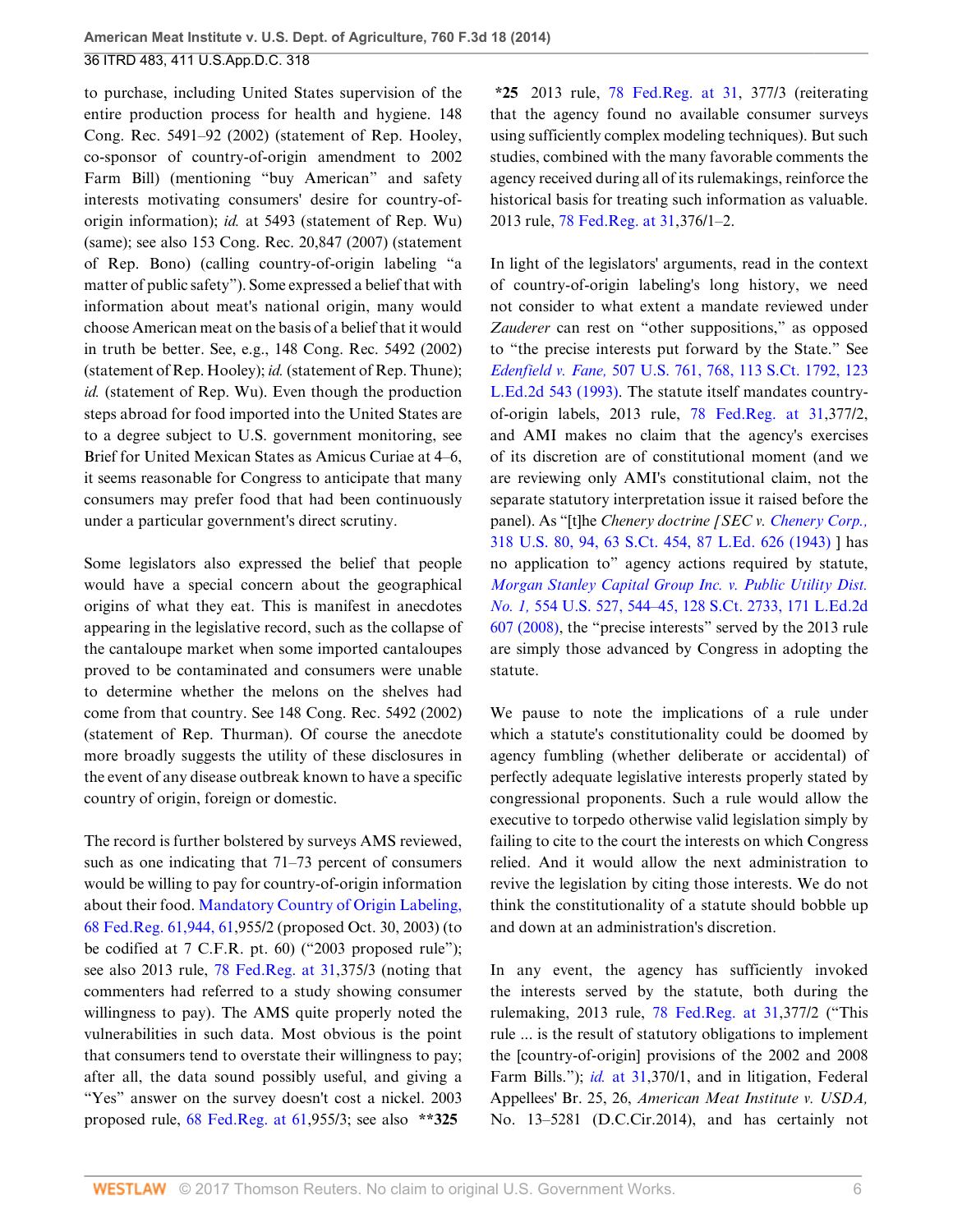to purchase, including United States supervision of the entire production process for health and hygiene. 148 Cong. Rec. 5491–92 (2002) (statement of Rep. Hooley, co-sponsor of country-of-origin amendment to 2002 Farm Bill) (mentioning "buy American" and safety interests motivating consumers' desire for country-of-origin information); *id.* at 5493 (statement of Rep. Wu) (same); see also 153 Cong. Rec. 20,847 (2007) (statement of Rep. Bono) (calling country-of-origin labeling "a matter of public safety"). Some expressed a belief that with information about meat's national origin, many would choose American meat on the basis of a belief that it would in truth be better. See, e.g., 148 Cong. Rec. 5492 (2002) (statement of Rep. Hooley); *id.* (statement of Rep. Thune); *id.* (statement of Rep. Wu). Even though the production steps abroad for food imported into the United States are to a degree subject to U.S. government monitoring, see Brief for United Mexican States as Amicus Curiae at 4–6, it seems reasonable for Congress to anticipate that many consumers may prefer food that had been continuously under a particular government's direct scrutiny.

Some legislators also expressed the belief that people would have a special concern about the geographical origins of what they eat. This is manifest in anecdotes appearing in the legislative record, such as the collapse of the cantaloupe market when some imported cantaloupes proved to be contaminated and consumers were unable to determine whether the melons on the shelves had come from that country. See 148 Cong. Rec. 5492 (2002) (statement of Rep. Thurman). Of course the anecdote more broadly suggests the utility of these disclosures in the event of any disease outbreak known to have a specific country of origin, foreign or domestic.

The record is further bolstered by surveys AMS reviewed, such as one indicating that 71–73 percent of consumers would be willing to pay for country-of-origin information about their food. Mandatory Country of Origin Labeling, 68 Fed.Reg. 61,944, 61,955/2 (proposed Oct. 30, 2003) (to be codified at 7 C.F.R. pt. 60) ("2003 proposed rule"); see also 2013 rule, 78 Fed.Reg. at 31,375/3 (noting that commenters had referred to a study showing consumer willingness to pay). The AMS quite properly noted the vulnerabilities in such data. Most obvious is the point that consumers tend to overstate their willingness to pay; after all, the data sound possibly useful, and giving a "Yes" answer on the survey doesn't cost a nickel. 2003 proposed rule, 68 Fed.Reg. at 61,955/3; see also **\*\*325** **\*25** 2013 rule, 78 Fed.Reg. at 31, 377/3 (reiterating that the agency found no available consumer surveys using sufficiently complex modeling techniques). But such studies, combined with the many favorable comments the agency received during all of its rulemakings, reinforce the historical basis for treating such information as valuable. 2013 rule, 78 Fed.Reg. at 31,376/1–2.

In light of the legislators' arguments, read in the context of country-of-origin labeling's long history, we need not consider to what extent a mandate reviewed under *Zauderer* can rest on "other suppositions," as opposed to "the precise interests put forward by the State." See *Edenfield v. Fane,* 507 U.S. 761, 768, 113 S.Ct. 1792, 123 L.Ed.2d 543 (1993). The statute itself mandates country-of-origin labels, 2013 rule, 78 Fed.Reg. at 31,377/2, and AMI makes no claim that the agency's exercises of its discretion are of constitutional moment (and we are reviewing only AMI's constitutional claim, not the separate statutory interpretation issue it raised before the panel). As "[t]he *Chenery doctrine [SEC v. Chenery Corp.,* 318 U.S. 80, 94, 63 S.Ct. 454, 87 L.Ed. 626 (1943) ] has no application to" agency actions required by statute, *Morgan Stanley Capital Group Inc. v. Public Utility Dist. No. 1,* 554 U.S. 527, 544–45, 128 S.Ct. 2733, 171 L.Ed.2d 607 (2008), the "precise interests" served by the 2013 rule are simply those advanced by Congress in adopting the statute.

We pause to note the implications of a rule under which a statute's constitutionality could be doomed by agency fumbling (whether deliberate or accidental) of perfectly adequate legislative interests properly stated by congressional proponents. Such a rule would allow the executive to torpedo otherwise valid legislation simply by failing to cite to the court the interests on which Congress relied. And it would allow the next administration to revive the legislation by citing those interests. We do not think the constitutionality of a statute should bobble up and down at an administration's discretion.

In any event, the agency has sufficiently invoked the interests served by the statute, both during the rulemaking, 2013 rule, 78 Fed.Reg. at 31,377/2 ("This rule ... is the result of statutory obligations to implement the [country-of-origin] provisions of the 2002 and 2008 Farm Bills."); *id.* at 31,370/1, and in litigation, Federal Appellees' Br. 25, 26, *American Meat Institute v. USDA,* No. 13–5281 (D.C.Cir.2014), and has certainly not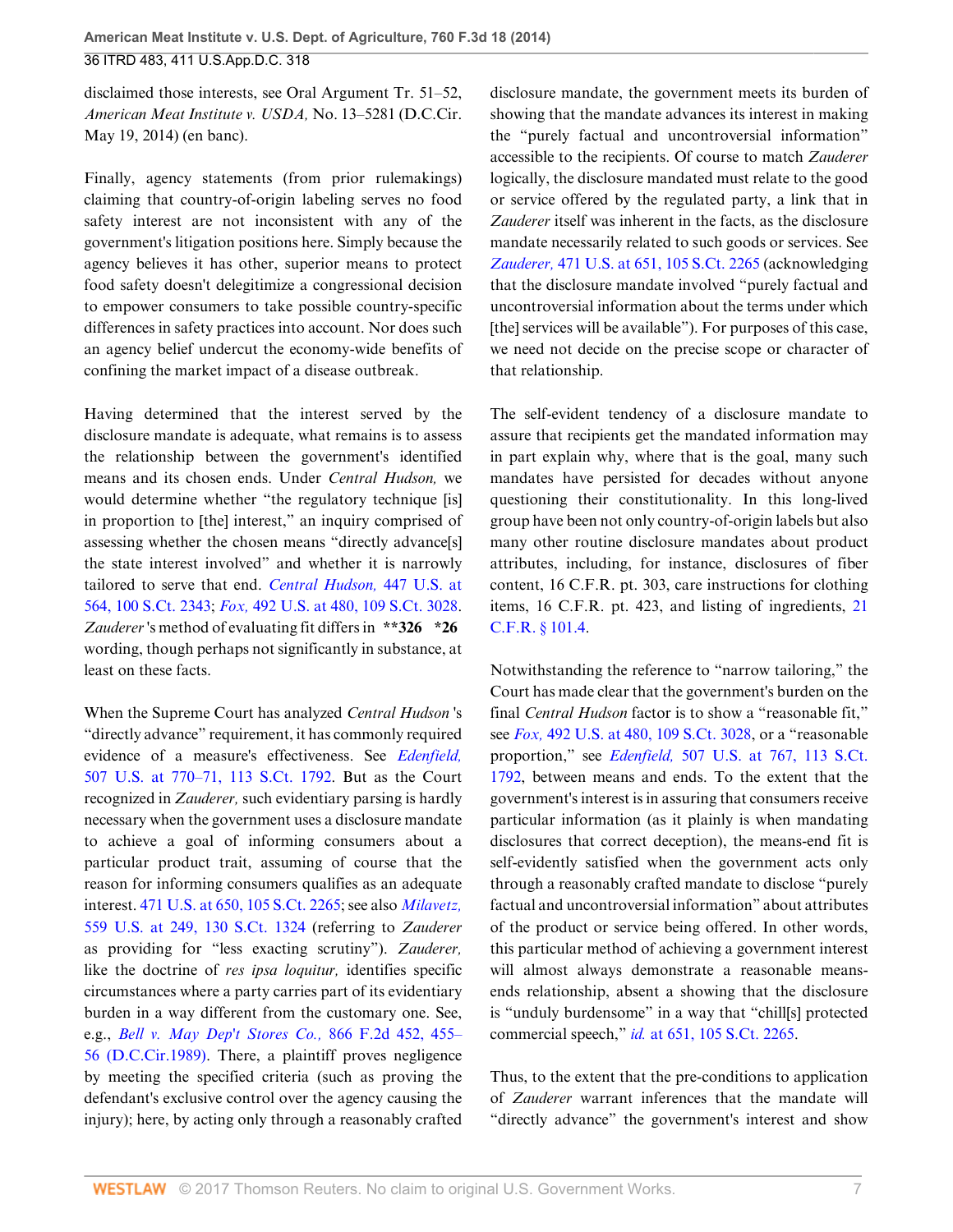disclaimed those interests, see Oral Argument Tr. 51–52, *American Meat Institute v. USDA,* No. 13–5281 (D.C.Cir. May 19, 2014) (en banc).

Finally, agency statements (from prior rulemakings) claiming that country-of-origin labeling serves no food safety interest are not inconsistent with any of the government's litigation positions here. Simply because the agency believes it has other, superior means to protect food safety doesn't delegitimize a congressional decision to empower consumers to take possible country-specific differences in safety practices into account. Nor does such an agency belief undercut the economy-wide benefits of confining the market impact of a disease outbreak.

Having determined that the interest served by the disclosure mandate is adequate, what remains is to assess the relationship between the government's identified means and its chosen ends. Under *Central Hudson,* we would determine whether "the regulatory technique [is] in proportion to [the] interest," an inquiry comprised of assessing whether the chosen means "directly advance[s] the state interest involved" and whether it is narrowly tailored to serve that end. *Central Hudson,* 447 U.S. at 564, 100 S.Ct. 2343; *Fox,* 492 U.S. at 480, 109 S.Ct. 3028. *Zauderer* 's method of evaluating fit differs in **\*\*326 \*26** wording, though perhaps not significantly in substance, at least on these facts.

When the Supreme Court has analyzed *Central Hudson* 's "directly advance" requirement, it has commonly required evidence of a measure's effectiveness. See *Edenfield,* 507 U.S. at 770–71, 113 S.Ct. 1792. But as the Court recognized in *Zauderer,* such evidentiary parsing is hardly necessary when the government uses a disclosure mandate to achieve a goal of informing consumers about a particular product trait, assuming of course that the reason for informing consumers qualifies as an adequate interest. 471 U.S. at 650, 105 S.Ct. 2265; see also *Milavetz,* 559 U.S. at 249, 130 S.Ct. 1324 (referring to *Zauderer* as providing for "less exacting scrutiny"). *Zauderer,* like the doctrine of *res ipsa loquitur,* identifies specific circumstances where a party carries part of its evidentiary burden in a way different from the customary one. See, e.g., *Bell v. May Dep't Stores Co.,* 866 F.2d 452, 455–56 (D.C.Cir.1989). There, a plaintiff proves negligence by meeting the specified criteria (such as proving the defendant's exclusive control over the agency causing the injury); here, by acting only through a reasonably crafted disclosure mandate, the government meets its burden of showing that the mandate advances its interest in making the "purely factual and uncontroversial information" accessible to the recipients. Of course to match *Zauderer* logically, the disclosure mandated must relate to the good or service offered by the regulated party, a link that in *Zauderer* itself was inherent in the facts, as the disclosure mandate necessarily related to such goods or services. See *Zauderer,* 471 U.S. at 651, 105 S.Ct. 2265 (acknowledging that the disclosure mandate involved "purely factual and uncontroversial information about the terms under which [the] services will be available"). For purposes of this case, we need not decide on the precise scope or character of that relationship.

The self-evident tendency of a disclosure mandate to assure that recipients get the mandated information may in part explain why, where that is the goal, many such mandates have persisted for decades without anyone questioning their constitutionality. In this long-lived group have been not only country-of-origin labels but also many other routine disclosure mandates about product attributes, including, for instance, disclosures of fiber content, 16 C.F.R. pt. 303, care instructions for clothing items, 16 C.F.R. pt. 423, and listing of ingredients, 21 C.F.R. § 101.4.

Notwithstanding the reference to "narrow tailoring," the Court has made clear that the government's burden on the final *Central Hudson* factor is to show a "reasonable fit," see *Fox,* 492 U.S. at 480, 109 S.Ct. 3028, or a "reasonable proportion," see *Edenfield,* 507 U.S. at 767, 113 S.Ct. 1792, between means and ends. To the extent that the government's interest is in assuring that consumers receive particular information (as it plainly is when mandating disclosures that correct deception), the means-end fit is self-evidently satisfied when the government acts only through a reasonably crafted mandate to disclose "purely factual and uncontroversial information" about attributes of the product or service being offered. In other words, this particular method of achieving a government interest will almost always demonstrate a reasonable means-ends relationship, absent a showing that the disclosure is "unduly burdensome" in a way that "chill[s] protected commercial speech," *id.* at 651, 105 S.Ct. 2265.

Thus, to the extent that the pre-conditions to application of *Zauderer* warrant inferences that the mandate will "directly advance" the government's interest and show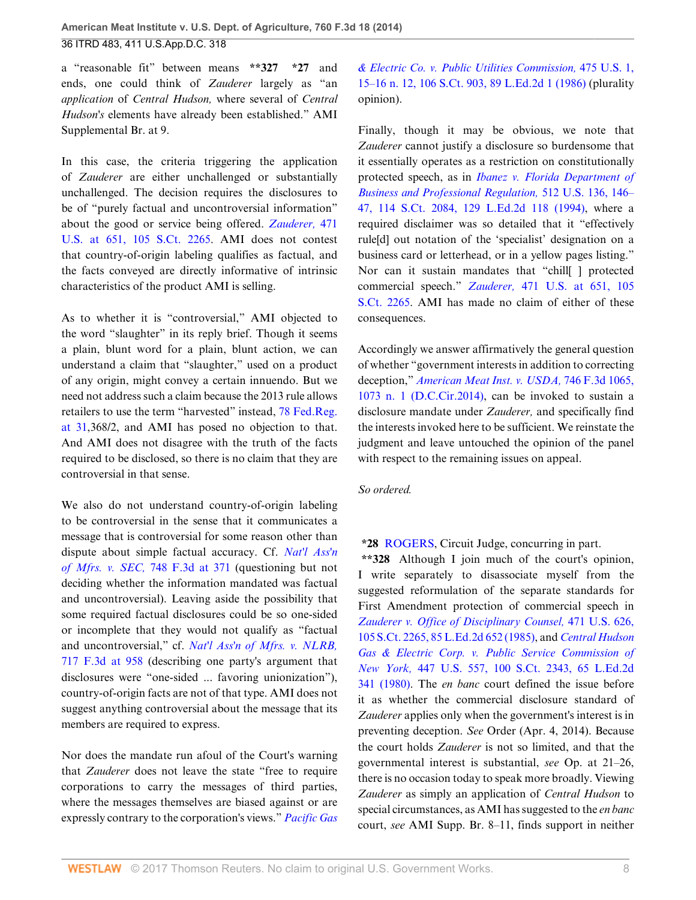a "reasonable fit" between means **327 *27 and ends, one could think of *Zauderer* largely as "an *application* of *Central Hudson,* where several of *Central Hudson's* elements have already been established." AMI Supplemental Br. at 9.

In this case, the criteria triggering the application of *Zauderer* are either unchallenged or substantially unchallenged. The decision requires the disclosures to be of "purely factual and uncontroversial information" about the good or service being offered. *Zauderer,* 471 U.S. at 651, 105 S.Ct. 2265. AMI does not contest that country-of-origin labeling qualifies as factual, and the facts conveyed are directly informative of intrinsic characteristics of the product AMI is selling.

As to whether it is "controversial," AMI objected to the word "slaughter" in its reply brief. Though it seems a plain, blunt word for a plain, blunt action, we can understand a claim that "slaughter," used on a product of any origin, might convey a certain innuendo. But we need not address such a claim because the 2013 rule allows retailers to use the term "harvested" instead, 78 Fed.Reg. at 31,368/2, and AMI has posed no objection to that. And AMI does not disagree with the truth of the facts required to be disclosed, so there is no claim that they are controversial in that sense.

We also do not understand country-of-origin labeling to be controversial in the sense that it communicates a message that is controversial for some reason other than dispute about simple factual accuracy. Cf. *Nat'l Ass'n of Mfrs. v. SEC,* 748 F.3d at 371 (questioning but not deciding whether the information mandated was factual and uncontroversial). Leaving aside the possibility that some required factual disclosures could be so one-sided or incomplete that they would not qualify as "factual and uncontroversial," cf. *Nat'l Ass'n of Mfrs. v. NLRB,* 717 F.3d at 958 (describing one party's argument that disclosures were "one-sided ... favoring unionization"), country-of-origin facts are not of that type. AMI does not suggest anything controversial about the message that its members are required to express.

Nor does the mandate run afoul of the Court's warning that *Zauderer* does not leave the state "free to require corporations to carry the messages of third parties, where the messages themselves are biased against or are expressly contrary to the corporation's views." *Pacific Gas & Electric Co. v. Public Utilities Commission,* 475 U.S. 1, 15–16 n. 12, 106 S.Ct. 903, 89 L.Ed.2d 1 (1986) (plurality opinion).

Finally, though it may be obvious, we note that *Zauderer* cannot justify a disclosure so burdensome that it essentially operates as a restriction on constitutionally protected speech, as in *Ibanez v. Florida Department of Business and Professional Regulation,* 512 U.S. 136, 146–47, 114 S.Ct. 2084, 129 L.Ed.2d 118 (1994), where a required disclaimer was so detailed that it "effectively rule[d] out notation of the 'specialist' designation on a business card or letterhead, or in a yellow pages listing." Nor can it sustain mandates that "chill[ ] protected commercial speech." *Zauderer,* 471 U.S. at 651, 105 S.Ct. 2265. AMI has made no claim of either of these consequences.

Accordingly we answer affirmatively the general question of whether "government interests in addition to correcting deception," *American Meat Inst. v. USDA,* 746 F.3d 1065, 1073 n. 1 (D.C.Cir.2014), can be invoked to sustain a disclosure mandate under *Zauderer,* and specifically find the interests invoked here to be sufficient. We reinstate the judgment and leave untouched the opinion of the panel with respect to the remaining issues on appeal.

*So ordered.*

*28 ROGERS, Circuit Judge, concurring in part.

**328 Although I join much of the court's opinion, I write separately to disassociate myself from the suggested reformulation of the separate standards for First Amendment protection of commercial speech in *Zauderer v. Office of Disciplinary Counsel,* 471 U.S. 626, 105 S.Ct. 2265, 85 L.Ed.2d 652 (1985), and *Central Hudson Gas & Electric Corp. v. Public Service Commission of New York,* 447 U.S. 557, 100 S.Ct. 2343, 65 L.Ed.2d 341 (1980). The *en banc* court defined the issue before it as whether the commercial disclosure standard of *Zauderer* applies only when the government's interest is in preventing deception. *See* Order (Apr. 4, 2014). Because the court holds *Zauderer* is not so limited, and that the governmental interest is substantial, *see* Op. at 21–26, there is no occasion today to speak more broadly. Viewing *Zauderer* as simply an application of *Central Hudson* to special circumstances, as AMI has suggested to the *en banc* court, *see* AMI Supp. Br. 8–11, finds support in neither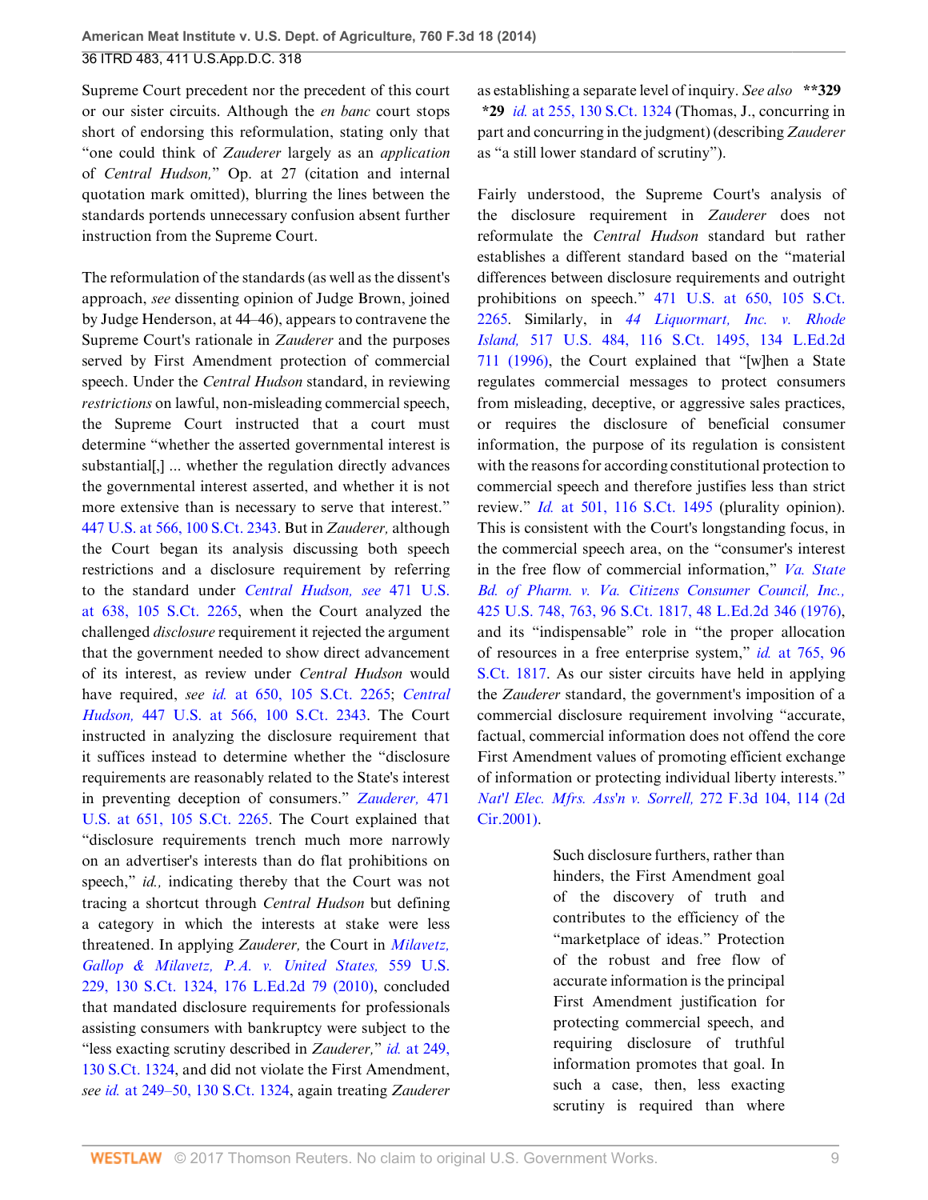Supreme Court precedent nor the precedent of this court or our sister circuits. Although the *en banc* court stops short of endorsing this reformulation, stating only that "one could think of *Zauderer* largely as an *application* of *Central Hudson,*" Op. at 27 (citation and internal quotation mark omitted), blurring the lines between the standards portends unnecessary confusion absent further instruction from the Supreme Court.

The reformulation of the standards (as well as the dissent's approach, *see* dissenting opinion of Judge Brown, joined by Judge Henderson, at 44–46), appears to contravene the Supreme Court's rationale in *Zauderer* and the purposes served by First Amendment protection of commercial speech. Under the *Central Hudson* standard, in reviewing *restrictions* on lawful, non-misleading commercial speech, the Supreme Court instructed that a court must determine "whether the asserted governmental interest is substantial[,] ... whether the regulation directly advances the governmental interest asserted, and whether it is not more extensive than is necessary to serve that interest." 447 U.S. at 566, 100 S.Ct. 2343. But in *Zauderer,* although the Court began its analysis discussing both speech restrictions and a disclosure requirement by referring to the standard under *Central Hudson, see* 471 U.S. at 638, 105 S.Ct. 2265, when the Court analyzed the challenged *disclosure* requirement it rejected the argument that the government needed to show direct advancement of its interest, as review under *Central Hudson* would have required, *see id.* at 650, 105 S.Ct. 2265; *Central Hudson,* 447 U.S. at 566, 100 S.Ct. 2343. The Court instructed in analyzing the disclosure requirement that it suffices instead to determine whether the "disclosure requirements are reasonably related to the State's interest in preventing deception of consumers." *Zauderer,* 471 U.S. at 651, 105 S.Ct. 2265. The Court explained that "disclosure requirements trench much more narrowly on an advertiser's interests than do flat prohibitions on speech," *id.,* indicating thereby that the Court was not tracing a shortcut through *Central Hudson* but defining a category in which the interests at stake were less threatened. In applying *Zauderer,* the Court in *Milavetz, Gallop & Milavetz, P.A. v. United States,* 559 U.S. 229, 130 S.Ct. 1324, 176 L.Ed.2d 79 (2010), concluded that mandated disclosure requirements for professionals assisting consumers with bankruptcy were subject to the "less exacting scrutiny described in *Zauderer,*" *id.* at 249, 130 S.Ct. 1324, and did not violate the First Amendment, *see id.* at 249–50, 130 S.Ct. 1324, again treating *Zauderer* as establishing a separate level of inquiry. *See also* **\*\*329 \*29** *id.* at 255, 130 S.Ct. 1324 (Thomas, J., concurring in part and concurring in the judgment) (describing *Zauderer* as "a still lower standard of scrutiny").

Fairly understood, the Supreme Court's analysis of the disclosure requirement in *Zauderer* does not reformulate the *Central Hudson* standard but rather establishes a different standard based on the "material differences between disclosure requirements and outright prohibitions on speech." 471 U.S. at 650, 105 S.Ct. 2265. Similarly, in *44 Liquormart, Inc. v. Rhode Island,* 517 U.S. 484, 116 S.Ct. 1495, 134 L.Ed.2d 711 (1996), the Court explained that "[w]hen a State regulates commercial messages to protect consumers from misleading, deceptive, or aggressive sales practices, or requires the disclosure of beneficial consumer information, the purpose of its regulation is consistent with the reasons for according constitutional protection to commercial speech and therefore justifies less than strict review." *Id.* at 501, 116 S.Ct. 1495 (plurality opinion). This is consistent with the Court's longstanding focus, in the commercial speech area, on the "consumer's interest in the free flow of commercial information," *Va. State Bd. of Pharm. v. Va. Citizens Consumer Council, Inc.,* 425 U.S. 748, 763, 96 S.Ct. 1817, 48 L.Ed.2d 346 (1976), and its "indispensable" role in "the proper allocation of resources in a free enterprise system," *id.* at 765, 96 S.Ct. 1817. As our sister circuits have held in applying the *Zauderer* standard, the government's imposition of a commercial disclosure requirement involving "accurate, factual, commercial information does not offend the core First Amendment values of promoting efficient exchange of information or protecting individual liberty interests." *Nat'l Elec. Mfrs. Ass'n v. Sorrell,* 272 F.3d 104, 114 (2d Cir.2001).

> Such disclosure furthers, rather than hinders, the First Amendment goal of the discovery of truth and contributes to the efficiency of the "marketplace of ideas." Protection of the robust and free flow of accurate information is the principal First Amendment justification for protecting commercial speech, and requiring disclosure of truthful information promotes that goal. In such a case, then, less exacting scrutiny is required than where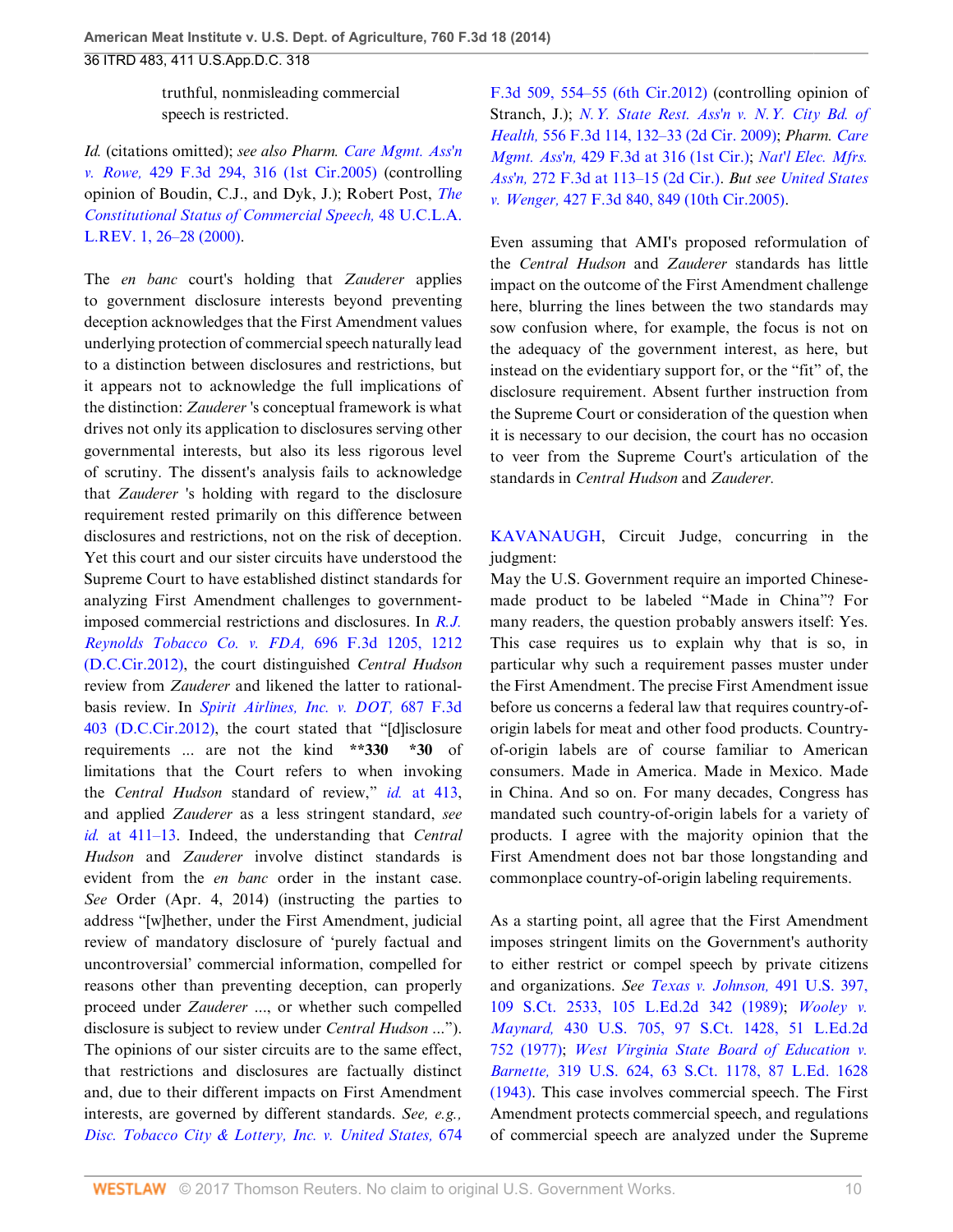truthful, nonmisleading commercial speech is restricted.

*Id.* (citations omitted); *see also Pharm. Care Mgmt. Ass'n v. Rowe,* 429 F.3d 294, 316 (1st Cir.2005) (controlling opinion of Boudin, C.J., and Dyk, J.); Robert Post, *The Constitutional Status of Commercial Speech,* 48 U.C.L.A. L.REV. 1, 26–28 (2000).

The *en banc* court's holding that *Zauderer* applies to government disclosure interests beyond preventing deception acknowledges that the First Amendment values underlying protection of commercial speech naturally lead to a distinction between disclosures and restrictions, but it appears not to acknowledge the full implications of the distinction: *Zauderer* 's conceptual framework is what drives not only its application to disclosures serving other governmental interests, but also its less rigorous level of scrutiny. The dissent's analysis fails to acknowledge that *Zauderer* 's holding with regard to the disclosure requirement rested primarily on this difference between disclosures and restrictions, not on the risk of deception. Yet this court and our sister circuits have understood the Supreme Court to have established distinct standards for analyzing First Amendment challenges to government-imposed commercial restrictions and disclosures. In *R.J. Reynolds Tobacco Co. v. FDA,* 696 F.3d 1205, 1212 (D.C.Cir.2012), the court distinguished *Central Hudson* review from *Zauderer* and likened the latter to rational-basis review. In *Spirit Airlines, Inc. v. DOT,* 687 F.3d 403 (D.C.Cir.2012), the court stated that "[d]isclosure requirements ... are not the kind **330 *30 of limitations that the Court refers to when invoking the *Central Hudson* standard of review," *id.* at 413, and applied *Zauderer* as a less stringent standard, *see id.* at 411–13. Indeed, the understanding that *Central Hudson* and *Zauderer* involve distinct standards is evident from the *en banc* order in the instant case. *See* Order (Apr. 4, 2014) (instructing the parties to address "[w]hether, under the First Amendment, judicial review of mandatory disclosure of 'purely factual and uncontroversial' commercial information, compelled for reasons other than preventing deception, can properly proceed under *Zauderer* ..., or whether such compelled disclosure is subject to review under *Central Hudson* ..."). The opinions of our sister circuits are to the same effect, that restrictions and disclosures are factually distinct and, due to their different impacts on First Amendment interests, are governed by different standards. *See, e.g., Disc. Tobacco City & Lottery, Inc. v. United States,* 674 F.3d 509, 554–55 (6th Cir.2012) (controlling opinion of Stranch, J.); *N.Y. State Rest. Ass'n v. N.Y. City Bd. of Health,* 556 F.3d 114, 132–33 (2d Cir. 2009); *Pharm. Care Mgmt. Ass'n,* 429 F.3d at 316 (1st Cir.); *Nat'l Elec. Mfrs. Ass'n,* 272 F.3d at 113–15 (2d Cir.). *But see United States v. Wenger,* 427 F.3d 840, 849 (10th Cir.2005).

Even assuming that AMI's proposed reformulation of the *Central Hudson* and *Zauderer* standards has little impact on the outcome of the First Amendment challenge here, blurring the lines between the two standards may sow confusion where, for example, the focus is not on the adequacy of the government interest, as here, but instead on the evidentiary support for, or the "fit" of, the disclosure requirement. Absent further instruction from the Supreme Court or consideration of the question when it is necessary to our decision, the court has no occasion to veer from the Supreme Court's articulation of the standards in *Central Hudson* and *Zauderer.*

KAVANAUGH, Circuit Judge, concurring in the judgment:

May the U.S. Government require an imported Chinese-made product to be labeled "Made in China"? For many readers, the question probably answers itself: Yes. This case requires us to explain why that is so, in particular why such a requirement passes muster under the First Amendment. The precise First Amendment issue before us concerns a federal law that requires country-of-origin labels for meat and other food products. Country-of-origin labels are of course familiar to American consumers. Made in America. Made in Mexico. Made in China. And so on. For many decades, Congress has mandated such country-of-origin labels for a variety of products. I agree with the majority opinion that the First Amendment does not bar those longstanding and commonplace country-of-origin labeling requirements.

As a starting point, all agree that the First Amendment imposes stringent limits on the Government's authority to either restrict or compel speech by private citizens and organizations. *See Texas v. Johnson,* 491 U.S. 397, 109 S.Ct. 2533, 105 L.Ed.2d 342 (1989); *Wooley v. Maynard,* 430 U.S. 705, 97 S.Ct. 1428, 51 L.Ed.2d 752 (1977); *West Virginia State Board of Education v. Barnette,* 319 U.S. 624, 63 S.Ct. 1178, 87 L.Ed. 1628 (1943). This case involves commercial speech. The First Amendment protects commercial speech, and regulations of commercial speech are analyzed under the Supreme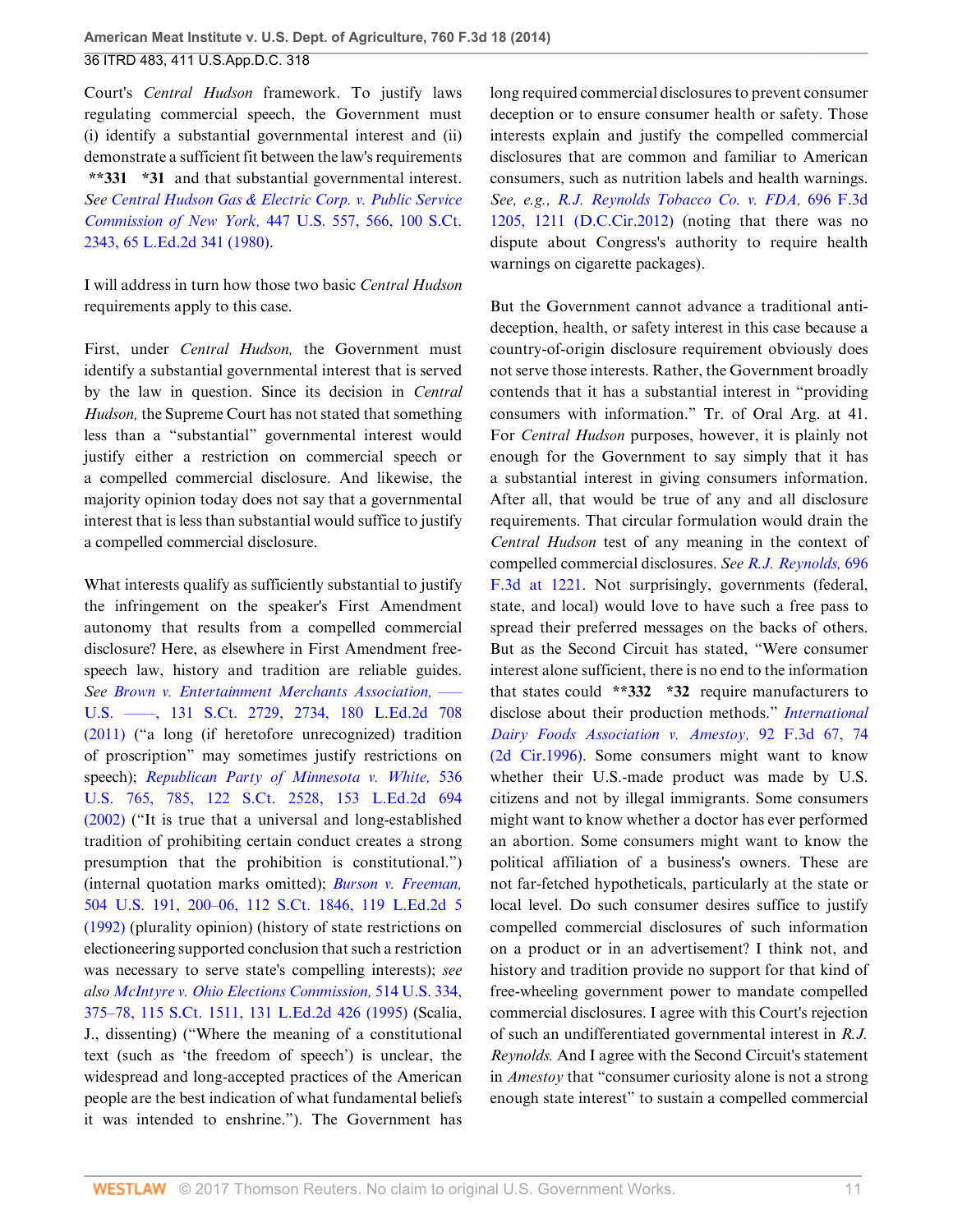Court's *Central Hudson* framework. To justify laws regulating commercial speech, the Government must (i) identify a substantial governmental interest and (ii) demonstrate a sufficient fit between the law's requirements **\*\*331 \*31** and that substantial governmental interest. *See Central Hudson Gas & Electric Corp. v. Public Service Commission of New York,* 447 U.S. 557, 566, 100 S.Ct. 2343, 65 L.Ed.2d 341 (1980).

I will address in turn how those two basic *Central Hudson* requirements apply to this case.

First, under *Central Hudson,* the Government must identify a substantial governmental interest that is served by the law in question. Since its decision in *Central Hudson,* the Supreme Court has not stated that something less than a "substantial" governmental interest would justify either a restriction on commercial speech or a compelled commercial disclosure. And likewise, the majority opinion today does not say that a governmental interest that is less than substantial would suffice to justify a compelled commercial disclosure.

What interests qualify as sufficiently substantial to justify the infringement on the speaker's First Amendment autonomy that results from a compelled commercial disclosure? Here, as elsewhere in First Amendment free-speech law, history and tradition are reliable guides. *See Brown v. Entertainment Merchants Association,* ––– U.S. ––––, 131 S.Ct. 2729, 2734, 180 L.Ed.2d 708 (2011) ("a long (if heretofore unrecognized) tradition of proscription" may sometimes justify restrictions on speech); *Republican Party of Minnesota v. White,* 536 U.S. 765, 785, 122 S.Ct. 2528, 153 L.Ed.2d 694 (2002) ("It is true that a universal and long-established tradition of prohibiting certain conduct creates a strong presumption that the prohibition is constitutional.") (internal quotation marks omitted); *Burson v. Freeman,* 504 U.S. 191, 200–06, 112 S.Ct. 1846, 119 L.Ed.2d 5 (1992) (plurality opinion) (history of state restrictions on electioneering supported conclusion that such a restriction was necessary to serve state's compelling interests); *see also McIntyre v. Ohio Elections Commission,* 514 U.S. 334, 375–78, 115 S.Ct. 1511, 131 L.Ed.2d 426 (1995) (Scalia, J., dissenting) ("Where the meaning of a constitutional text (such as 'the freedom of speech') is unclear, the widespread and long-accepted practices of the American people are the best indication of what fundamental beliefs it was intended to enshrine."). The Government has long required commercial disclosures to prevent consumer deception or to ensure consumer health or safety. Those interests explain and justify the compelled commercial disclosures that are common and familiar to American consumers, such as nutrition labels and health warnings. *See, e.g., R.J. Reynolds Tobacco Co. v. FDA,* 696 F.3d 1205, 1211 (D.C.Cir.2012) (noting that there was no dispute about Congress's authority to require health warnings on cigarette packages).

But the Government cannot advance a traditional anti-deception, health, or safety interest in this case because a country-of-origin disclosure requirement obviously does not serve those interests. Rather, the Government broadly contends that it has a substantial interest in "providing consumers with information." Tr. of Oral Arg. at 41. For *Central Hudson* purposes, however, it is plainly not enough for the Government to say simply that it has a substantial interest in giving consumers information. After all, that would be true of any and all disclosure requirements. That circular formulation would drain the *Central Hudson* test of any meaning in the context of compelled commercial disclosures. *See R.J. Reynolds,* 696 F.3d at 1221. Not surprisingly, governments (federal, state, and local) would love to have such a free pass to spread their preferred messages on the backs of others. But as the Second Circuit has stated, "Were consumer interest alone sufficient, there is no end to the information that states could **\*\*332 \*32** require manufacturers to disclose about their production methods." *International Dairy Foods Association v. Amestoy,* 92 F.3d 67, 74 (2d Cir.1996). Some consumers might want to know whether their U.S.-made product was made by U.S. citizens and not by illegal immigrants. Some consumers might want to know whether a doctor has ever performed an abortion. Some consumers might want to know the political affiliation of a business's owners. These are not far-fetched hypotheticals, particularly at the state or local level. Do such consumer desires suffice to justify compelled commercial disclosures of such information on a product or in an advertisement? I think not, and history and tradition provide no support for that kind of free-wheeling government power to mandate compelled commercial disclosures. I agree with this Court's rejection of such an undifferentiated governmental interest in *R.J. Reynolds.* And I agree with the Second Circuit's statement in *Amestoy* that "consumer curiosity alone is not a strong enough state interest" to sustain a compelled commercial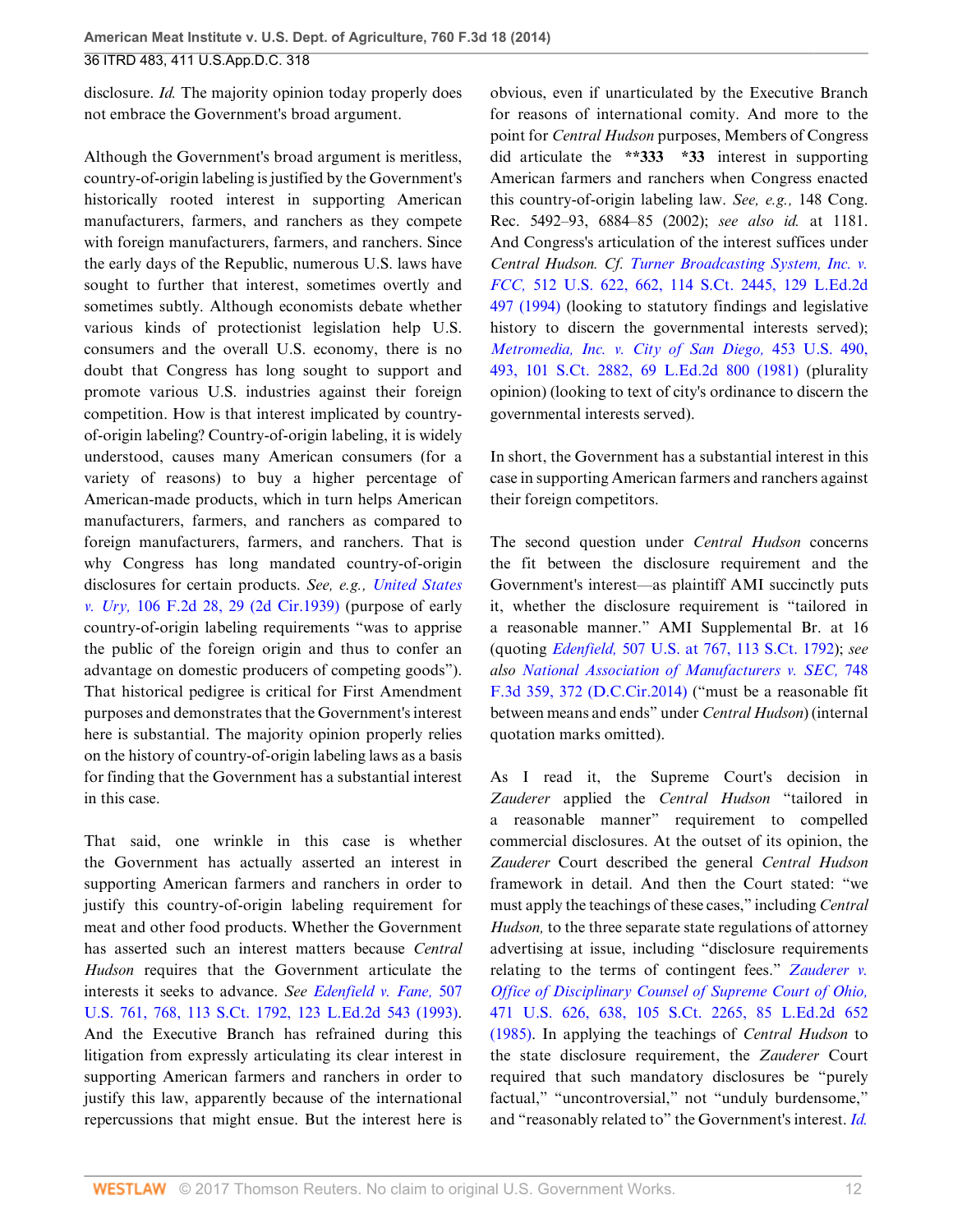disclosure. *Id.* The majority opinion today properly does not embrace the Government's broad argument.

Although the Government's broad argument is meritless, country-of-origin labeling is justified by the Government's historically rooted interest in supporting American manufacturers, farmers, and ranchers as they compete with foreign manufacturers, farmers, and ranchers. Since the early days of the Republic, numerous U.S. laws have sought to further that interest, sometimes overtly and sometimes subtly. Although economists debate whether various kinds of protectionist legislation help U.S. consumers and the overall U.S. economy, there is no doubt that Congress has long sought to support and promote various U.S. industries against their foreign competition. How is that interest implicated by country-of-origin labeling? Country-of-origin labeling, it is widely understood, causes many American consumers (for a variety of reasons) to buy a higher percentage of American-made products, which in turn helps American manufacturers, farmers, and ranchers as compared to foreign manufacturers, farmers, and ranchers. That is why Congress has long mandated country-of-origin disclosures for certain products. *See, e.g., United States v. Ury,* 106 F.2d 28, 29 (2d Cir.1939) (purpose of early country-of-origin labeling requirements "was to apprise the public of the foreign origin and thus to confer an advantage on domestic producers of competing goods"). That historical pedigree is critical for First Amendment purposes and demonstrates that the Government's interest here is substantial. The majority opinion properly relies on the history of country-of-origin labeling laws as a basis for finding that the Government has a substantial interest in this case.

That said, one wrinkle in this case is whether the Government has actually asserted an interest in supporting American farmers and ranchers in order to justify this country-of-origin labeling requirement for meat and other food products. Whether the Government has asserted such an interest matters because *Central Hudson* requires that the Government articulate the interests it seeks to advance. *See Edenfield v. Fane,* 507 U.S. 761, 768, 113 S.Ct. 1792, 123 L.Ed.2d 543 (1993). And the Executive Branch has refrained during this litigation from expressly articulating its clear interest in supporting American farmers and ranchers in order to justify this law, apparently because of the international repercussions that might ensue. But the interest here is obvious, even if unarticulated by the Executive Branch for reasons of international comity. And more to the point for *Central Hudson* purposes, Members of Congress did articulate the **\*\*333 \*33** interest in supporting American farmers and ranchers when Congress enacted this country-of-origin labeling law. *See, e.g.,* 148 Cong. Rec. 5492–93, 6884–85 (2002); *see also id.* at 1181. And Congress's articulation of the interest suffices under *Central Hudson. Cf. Turner Broadcasting System, Inc. v. FCC,* 512 U.S. 622, 662, 114 S.Ct. 2445, 129 L.Ed.2d 497 (1994) (looking to statutory findings and legislative history to discern the governmental interests served); *Metromedia, Inc. v. City of San Diego,* 453 U.S. 490, 493, 101 S.Ct. 2882, 69 L.Ed.2d 800 (1981) (plurality opinion) (looking to text of city's ordinance to discern the governmental interests served).

In short, the Government has a substantial interest in this case in supporting American farmers and ranchers against their foreign competitors.

The second question under *Central Hudson* concerns the fit between the disclosure requirement and the Government's interest—as plaintiff AMI succinctly puts it, whether the disclosure requirement is "tailored in a reasonable manner." AMI Supplemental Br. at 16 (quoting *Edenfield,* 507 U.S. at 767, 113 S.Ct. 1792); *see also National Association of Manufacturers v. SEC,* 748 F.3d 359, 372 (D.C.Cir.2014) ("must be a reasonable fit between means and ends" under *Central Hudson*) (internal quotation marks omitted).

As I read it, the Supreme Court's decision in *Zauderer* applied the *Central Hudson* "tailored in a reasonable manner" requirement to compelled commercial disclosures. At the outset of its opinion, the *Zauderer* Court described the general *Central Hudson* framework in detail. And then the Court stated: "we must apply the teachings of these cases," including *Central Hudson,* to the three separate state regulations of attorney advertising at issue, including "disclosure requirements relating to the terms of contingent fees." *Zauderer v. Office of Disciplinary Counsel of Supreme Court of Ohio,* 471 U.S. 626, 638, 105 S.Ct. 2265, 85 L.Ed.2d 652 (1985). In applying the teachings of *Central Hudson* to the state disclosure requirement, the *Zauderer* Court required that such mandatory disclosures be "purely factual," "uncontroversial," not "unduly burdensome," and "reasonably related to" the Government's interest. *Id.*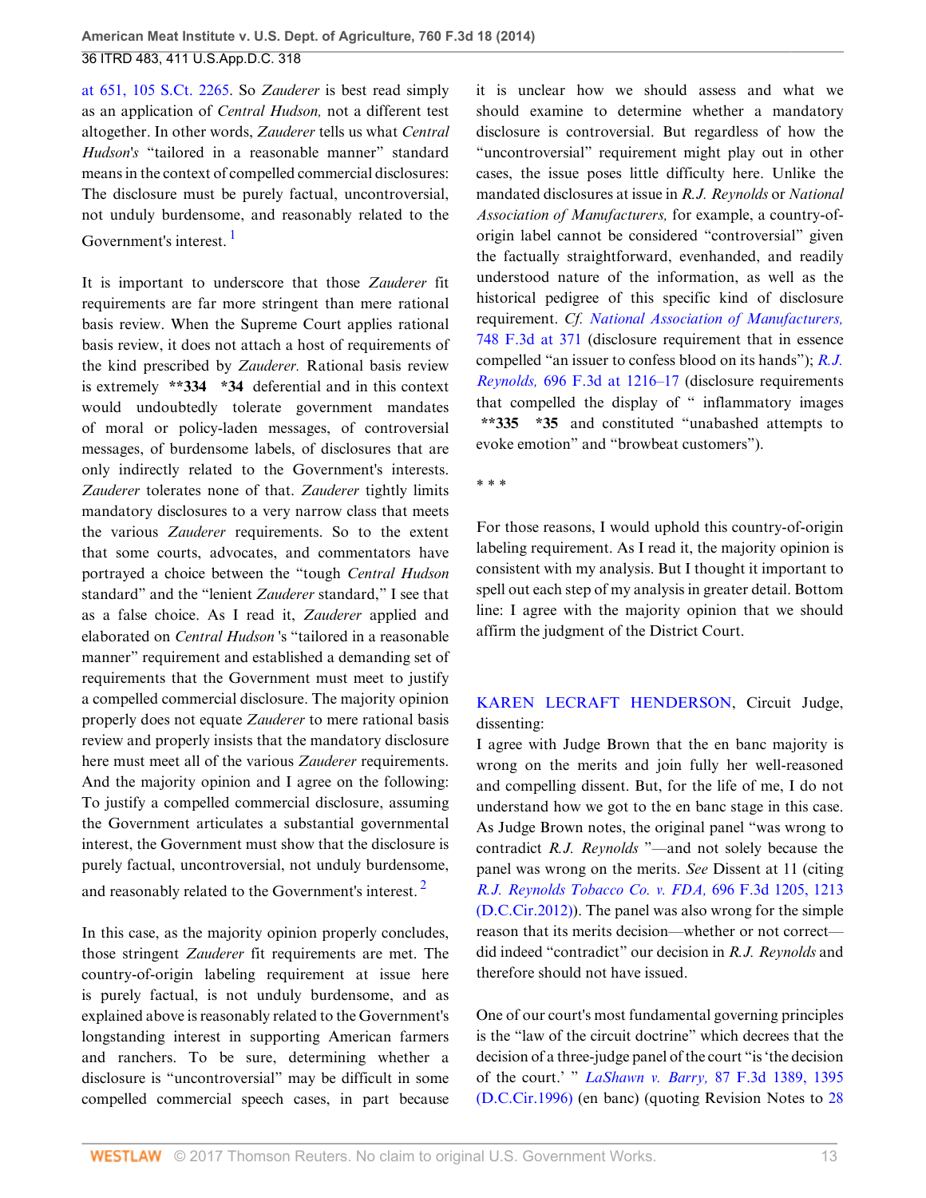at 651, 105 S.Ct. 2265. So *Zauderer* is best read simply as an application of *Central Hudson,* not a different test altogether. In other words, *Zauderer* tells us what *Central Hudson*'s "tailored in a reasonable manner" standard means in the context of compelled commercial disclosures: The disclosure must be purely factual, uncontroversial, not unduly burdensome, and reasonably related to the Government's interest. [1]

It is important to underscore that those *Zauderer* fit requirements are far more stringent than mere rational basis review. When the Supreme Court applies rational basis review, it does not attach a host of requirements of the kind prescribed by *Zauderer.* Rational basis review is extremely **334 *34 deferential and in this context would undoubtedly tolerate government mandates of moral or policy-laden messages, of controversial messages, of burdensome labels, of disclosures that are only indirectly related to the Government's interests. *Zauderer* tolerates none of that. *Zauderer* tightly limits mandatory disclosures to a very narrow class that meets the various *Zauderer* requirements. So to the extent that some courts, advocates, and commentators have portrayed a choice between the "tough *Central Hudson* standard" and the "lenient *Zauderer* standard," I see that as a false choice. As I read it, *Zauderer* applied and elaborated on *Central Hudson* 's "tailored in a reasonable manner" requirement and established a demanding set of requirements that the Government must meet to justify a compelled commercial disclosure. The majority opinion properly does not equate *Zauderer* to mere rational basis review and properly insists that the mandatory disclosure here must meet all of the various *Zauderer* requirements. And the majority opinion and I agree on the following: To justify a compelled commercial disclosure, assuming the Government articulates a substantial governmental interest, the Government must show that the disclosure is purely factual, uncontroversial, not unduly burdensome, and reasonably related to the Government's interest. [2]

In this case, as the majority opinion properly concludes, those stringent *Zauderer* fit requirements are met. The country-of-origin labeling requirement at issue here is purely factual, is not unduly burdensome, and as explained above is reasonably related to the Government's longstanding interest in supporting American farmers and ranchers. To be sure, determining whether a disclosure is "uncontroversial" may be difficult in some compelled commercial speech cases, in part because it is unclear how we should assess and what we should examine to determine whether a mandatory disclosure is controversial. But regardless of how the "uncontroversial" requirement might play out in other cases, the issue poses little difficulty here. Unlike the mandated disclosures at issue in *R.J. Reynolds* or *National Association of Manufacturers,* for example, a country-of-origin label cannot be considered "controversial" given the factually straightforward, evenhanded, and readily understood nature of the information, as well as the historical pedigree of this specific kind of disclosure requirement. *Cf. National Association of Manufacturers,* 748 F.3d at 371 (disclosure requirement that in essence compelled "an issuer to confess blood on its hands"); *R.J. Reynolds,* 696 F.3d at 1216–17 (disclosure requirements that compelled the display of " inflammatory images **335 *35 and constituted "unabashed attempts to evoke emotion" and "browbeat customers").

\* \* \*

For those reasons, I would uphold this country-of-origin labeling requirement. As I read it, the majority opinion is consistent with my analysis. But I thought it important to spell out each step of my analysis in greater detail. Bottom line: I agree with the majority opinion that we should affirm the judgment of the District Court.

KAREN LECRAFT HENDERSON, Circuit Judge, dissenting:

I agree with Judge Brown that the en banc majority is wrong on the merits and join fully her well-reasoned and compelling dissent. But, for the life of me, I do not understand how we got to the en banc stage in this case. As Judge Brown notes, the original panel "was wrong to contradict *R.J. Reynolds* "—and not solely because the panel was wrong on the merits. *See* Dissent at 11 (citing *R.J. Reynolds Tobacco Co. v. FDA,* 696 F.3d 1205, 1213 (D.C.Cir.2012)). The panel was also wrong for the simple reason that its merits decision—whether or not correct—did indeed "contradict" our decision in *R.J. Reynolds* and therefore should not have issued.

One of our court's most fundamental governing principles is the "law of the circuit doctrine" which decrees that the decision of a three-judge panel of the court "is 'the decision of the court.' " *LaShawn v. Barry,* 87 F.3d 1389, 1395 (D.C.Cir.1996) (en banc) (quoting Revision Notes to 28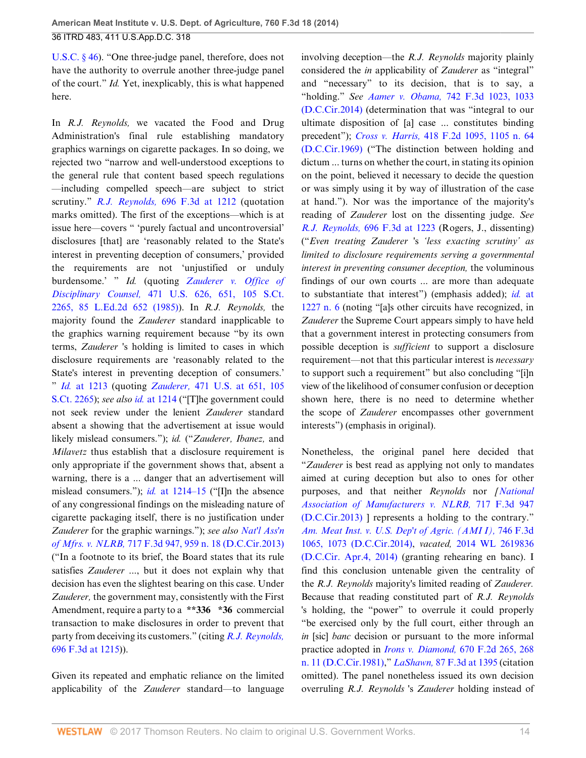U.S.C. § 46). "One three-judge panel, therefore, does not have the authority to overrule another three-judge panel of the court." *Id.* Yet, inexplicably, this is what happened here.

In *R.J. Reynolds,* we vacated the Food and Drug Administration's final rule establishing mandatory graphics warnings on cigarette packages. In so doing, we rejected two "narrow and well-understood exceptions to the general rule that content based speech regulations —including compelled speech—are subject to strict scrutiny." *R.J. Reynolds,* 696 F.3d at 1212 (quotation marks omitted). The first of the exceptions—which is at issue here—covers " 'purely factual and uncontroversial' disclosures [that] are 'reasonably related to the State's interest in preventing deception of consumers,' provided the requirements are not 'unjustified or unduly burdensome.' " *Id.* (quoting *Zauderer v. Office of Disciplinary Counsel,* 471 U.S. 626, 651, 105 S.Ct. 2265, 85 L.Ed.2d 652 (1985)). In *R.J. Reynolds,* the majority found the *Zauderer* standard inapplicable to the graphics warning requirement because "by its own terms, *Zauderer* 's holding is limited to cases in which disclosure requirements are 'reasonably related to the State's interest in preventing deception of consumers.' " *Id.* at 1213 (quoting *Zauderer,* 471 U.S. at 651, 105 S.Ct. 2265); *see also id.* at 1214 ("[T]he government could not seek review under the lenient *Zauderer* standard absent a showing that the advertisement at issue would likely mislead consumers."); *id.* ("*Zauderer, Ibanez,* and *Milavetz* thus establish that a disclosure requirement is only appropriate if the government shows that, absent a warning, there is a ... danger that an advertisement will mislead consumers."); *id.* at 1214–15 ("[I]n the absence of any congressional findings on the misleading nature of cigarette packaging itself, there is no justification under *Zauderer* for the graphic warnings."); *see also Nat'l Ass'n of Mfrs. v. NLRB,* 717 F.3d 947, 959 n. 18 (D.C.Cir.2013) ("In a footnote to its brief, the Board states that its rule satisfies *Zauderer* ..., but it does not explain why that decision has even the slightest bearing on this case. Under *Zauderer,* the government may, consistently with the First Amendment, require a party to a **\*\*336 \*36** commercial transaction to make disclosures in order to prevent that party from deceiving its customers." (citing *R.J. Reynolds,* 696 F.3d at 1215)).

Given its repeated and emphatic reliance on the limited applicability of the *Zauderer* standard—to language involving deception—the *R.J. Reynolds* majority plainly considered the *in* applicability of *Zauderer* as "integral" and "necessary" to its decision, that is to say, a "holding." *See Aamer v. Obama,* 742 F.3d 1023, 1033 (D.C.Cir.2014) (determination that was "integral to our ultimate disposition of [a] case ... constitutes binding precedent"); *Cross v. Harris,* 418 F.2d 1095, 1105 n. 64 (D.C.Cir.1969) ("The distinction between holding and dictum ... turns on whether the court, in stating its opinion on the point, believed it necessary to decide the question or was simply using it by way of illustration of the case at hand."). Nor was the importance of the majority's reading of *Zauderer* lost on the dissenting judge. *See R.J. Reynolds,* 696 F.3d at 1223 (Rogers, J., dissenting) ("*Even treating Zauderer 's 'less exacting scrutiny' as limited to disclosure requirements serving a governmental interest in preventing consumer deception,* the voluminous findings of our own courts ... are more than adequate to substantiate that interest") (emphasis added); *id.* at 1227 n. 6 (noting "[a]s other circuits have recognized, in *Zauderer* the Supreme Court appears simply to have held that a government interest in protecting consumers from possible deception is *sufficient* to support a disclosure requirement—not that this particular interest is *necessary* to support such a requirement" but also concluding "[i]n view of the likelihood of consumer confusion or deception shown here, there is no need to determine whether the scope of *Zauderer* encompasses other government interests") (emphasis in original).

Nonetheless, the original panel here decided that "*Zauderer* is best read as applying not only to mandates aimed at curing deception but also to ones for other purposes, and that neither *Reynolds* nor *[National Association of Manufacturers v. NLRB,* 717 F.3d 947 (D.C.Cir.2013) ] represents a holding to the contrary." *Am. Meat Inst. v. U.S. Dep't of Agric. (AMI I),* 746 F.3d 1065, 1073 (D.C.Cir.2014), *vacated,* 2014 WL 2619836 (D.C.Cir. Apr.4, 2014) (granting rehearing en banc). I find this conclusion untenable given the centrality of the *R.J. Reynolds* majority's limited reading of *Zauderer.* Because that reading constituted part of *R.J. Reynolds* 's holding, the "power" to overrule it could properly "be exercised only by the full court, either through an *in* [sic] *banc* decision or pursuant to the more informal practice adopted in *Irons v. Diamond,* 670 F.2d 265, 268 n. 11 (D.C.Cir.1981)," *LaShawn,* 87 F.3d at 1395 (citation omitted). The panel nonetheless issued its own decision overruling *R.J. Reynolds* 's *Zauderer* holding instead of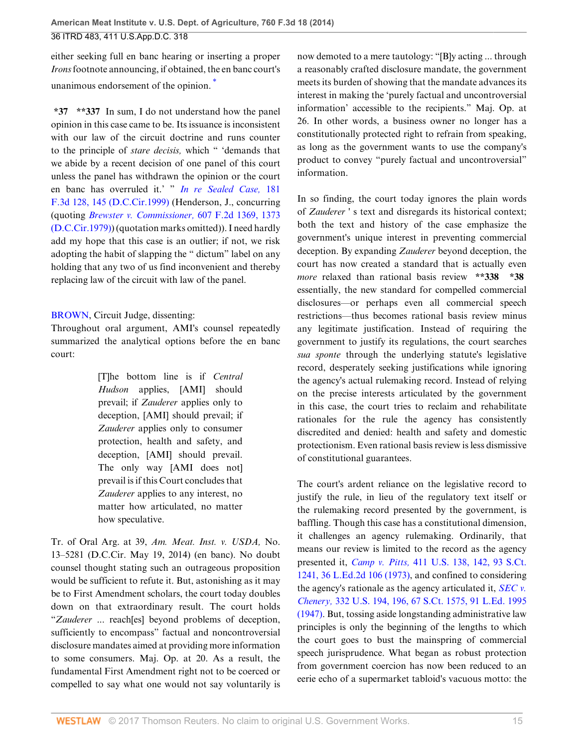either seeking full en banc hearing or inserting a proper *Irons* footnote announcing, if obtained, the en banc court's unanimous endorsement of the opinion. [*]

**\*37 \*\*337** In sum, I do not understand how the panel opinion in this case came to be. Its issuance is inconsistent with our law of the circuit doctrine and runs counter to the principle of *stare decisis,* which " 'demands that we abide by a recent decision of one panel of this court unless the panel has withdrawn the opinion or the court en banc has overruled it.' " *In re Sealed Case,* 181 F.3d 128, 145 (D.C.Cir.1999) (Henderson, J., concurring (quoting *Brewster v. Commissioner,* 607 F.2d 1369, 1373 (D.C.Cir.1979)) (quotation marks omitted)). I need hardly add my hope that this case is an outlier; if not, we risk adopting the habit of slapping the " dictum" label on any holding that any two of us find inconvenient and thereby replacing law of the circuit with law of the panel.

BROWN, Circuit Judge, dissenting:

Throughout oral argument, AMI's counsel repeatedly summarized the analytical options before the en banc court:

> [T]he bottom line is if *Central Hudson* applies, [AMI] should prevail; if *Zauderer* applies only to deception, [AMI] should prevail; if *Zauderer* applies only to consumer protection, health and safety, and deception, [AMI] should prevail. The only way [AMI does not] prevail is if this Court concludes that *Zauderer* applies to any interest, no matter how articulated, no matter how speculative.

Tr. of Oral Arg. at 39, *Am. Meat. Inst. v. USDA,* No. 13–5281 (D.C.Cir. May 19, 2014) (en banc). No doubt counsel thought stating such an outrageous proposition would be sufficient to refute it. But, astonishing as it may be to First Amendment scholars, the court today doubles down on that extraordinary result. The court holds "*Zauderer* ... reach[es] beyond problems of deception, sufficiently to encompass" factual and noncontroversial disclosure mandates aimed at providing more information to some consumers. Maj. Op. at 20. As a result, the fundamental First Amendment right not to be coerced or compelled to say what one would not say voluntarily is now demoted to a mere tautology: "[B]y acting ... through a reasonably crafted disclosure mandate, the government meets its burden of showing that the mandate advances its interest in making the 'purely factual and uncontroversial information' accessible to the recipients." Maj. Op. at 26. In other words, a business owner no longer has a constitutionally protected right to refrain from speaking, as long as the government wants to use the company's product to convey "purely factual and uncontroversial" information.

In so finding, the court today ignores the plain words of *Zauderer* ' s text and disregards its historical context; both the text and history of the case emphasize the government's unique interest in preventing commercial deception. By expanding *Zauderer* beyond deception, the court has now created a standard that is actually even *more* relaxed than rational basis review **\*\*338 \*38** essentially, the new standard for compelled commercial disclosures—or perhaps even all commercial speech restrictions—thus becomes rational basis review minus any legitimate justification. Instead of requiring the government to justify its regulations, the court searches *sua sponte* through the underlying statute's legislative record, desperately seeking justifications while ignoring the agency's actual rulemaking record. Instead of relying on the precise interests articulated by the government in this case, the court tries to reclaim and rehabilitate rationales for the rule the agency has consistently discredited and denied: health and safety and domestic protectionism. Even rational basis review is less dismissive of constitutional guarantees.

The court's ardent reliance on the legislative record to justify the rule, in lieu of the regulatory text itself or the rulemaking record presented by the government, is baffling. Though this case has a constitutional dimension, it challenges an agency rulemaking. Ordinarily, that means our review is limited to the record as the agency presented it, *Camp v. Pitts,* 411 U.S. 138, 142, 93 S.Ct. 1241, 36 L.Ed.2d 106 (1973), and confined to considering the agency's rationale as the agency articulated it, *SEC v. Chenery,* 332 U.S. 194, 196, 67 S.Ct. 1575, 91 L.Ed. 1995 (1947). But, tossing aside longstanding administrative law principles is only the beginning of the lengths to which the court goes to bust the mainspring of commercial speech jurisprudence. What began as robust protection from government coercion has now been reduced to an eerie echo of a supermarket tabloid's vacuous motto: the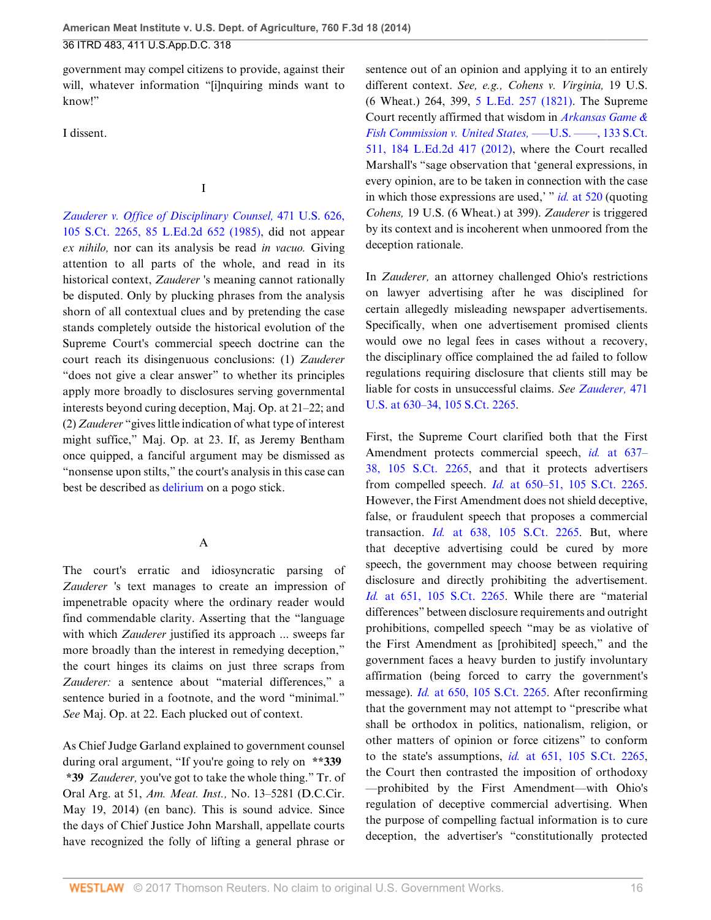government may compel citizens to provide, against their will, whatever information "[i]nquiring minds want to know!"

I dissent.

## I

*Zauderer v. Office of Disciplinary Counsel,* 471 U.S. 626, 105 S.Ct. 2265, 85 L.Ed.2d 652 (1985), did not appear *ex nihilo,* nor can its analysis be read *in vacuo.* Giving attention to all parts of the whole, and read in its historical context, *Zauderer* 's meaning cannot rationally be disputed. Only by plucking phrases from the analysis shorn of all contextual clues and by pretending the case stands completely outside the historical evolution of the Supreme Court's commercial speech doctrine can the court reach its disingenuous conclusions: (1) *Zauderer* "does not give a clear answer" to whether its principles apply more broadly to disclosures serving governmental interests beyond curing deception, Maj. Op. at 21–22; and (2) *Zauderer* "gives little indication of what type of interest might suffice," Maj. Op. at 23. If, as Jeremy Bentham once quipped, a fanciful argument may be dismissed as "nonsense upon stilts," the court's analysis in this case can best be described as delirium on a pogo stick.

### A

The court's erratic and idiosyncratic parsing of *Zauderer* 's text manages to create an impression of impenetrable opacity where the ordinary reader would find commendable clarity. Asserting that the "language with which *Zauderer* justified its approach ... sweeps far more broadly than the interest in remedying deception," the court hinges its claims on just three scraps from *Zauderer:* a sentence about "material differences," a sentence buried in a footnote, and the word "minimal." *See* Maj. Op. at 22. Each plucked out of context.

As Chief Judge Garland explained to government counsel during oral argument, "If you're going to rely on **\*\*339 \*39** *Zauderer,* you've got to take the whole thing." Tr. of Oral Arg. at 51, *Am. Meat. Inst.,* No. 13–5281 (D.C.Cir. May 19, 2014) (en banc). This is sound advice. Since the days of Chief Justice John Marshall, appellate courts have recognized the folly of lifting a general phrase or sentence out of an opinion and applying it to an entirely different context. *See, e.g., Cohens v. Virginia,* 19 U.S. (6 Wheat.) 264, 399, 5 L.Ed. 257 (1821). The Supreme Court recently affirmed that wisdom in *Arkansas Game & Fish Commission v. United States,* ––– U.S. ––––, 133 S.Ct. 511, 184 L.Ed.2d 417 (2012), where the Court recalled Marshall's "sage observation that 'general expressions, in every opinion, are to be taken in connection with the case in which those expressions are used,' " *id.* at 520 (quoting *Cohens,* 19 U.S. (6 Wheat.) at 399). *Zauderer* is triggered by its context and is incoherent when unmoored from the deception rationale.

In *Zauderer,* an attorney challenged Ohio's restrictions on lawyer advertising after he was disciplined for certain allegedly misleading newspaper advertisements. Specifically, when one advertisement promised clients would owe no legal fees in cases without a recovery, the disciplinary office complained the ad failed to follow regulations requiring disclosure that clients still may be liable for costs in unsuccessful claims. *See Zauderer,* 471 U.S. at 630–34, 105 S.Ct. 2265.

First, the Supreme Court clarified both that the First Amendment protects commercial speech, *id.* at 637–38, 105 S.Ct. 2265, and that it protects advertisers from compelled speech. *Id.* at 650–51, 105 S.Ct. 2265. However, the First Amendment does not shield deceptive, false, or fraudulent speech that proposes a commercial transaction. *Id.* at 638, 105 S.Ct. 2265. But, where that deceptive advertising could be cured by more speech, the government may choose between requiring disclosure and directly prohibiting the advertisement. *Id.* at 651, 105 S.Ct. 2265. While there are "material differences" between disclosure requirements and outright prohibitions, compelled speech "may be as violative of the First Amendment as [prohibited] speech," and the government faces a heavy burden to justify involuntary affirmation (being forced to carry the government's message). *Id.* at 650, 105 S.Ct. 2265. After reconfirming that the government may not attempt to "prescribe what shall be orthodox in politics, nationalism, religion, or other matters of opinion or force citizens" to conform to the state's assumptions, *id.* at 651, 105 S.Ct. 2265, the Court then contrasted the imposition of orthodoxy —prohibited by the First Amendment—with Ohio's regulation of deceptive commercial advertising. When the purpose of compelling factual information is to cure deception, the advertiser's "constitutionally protected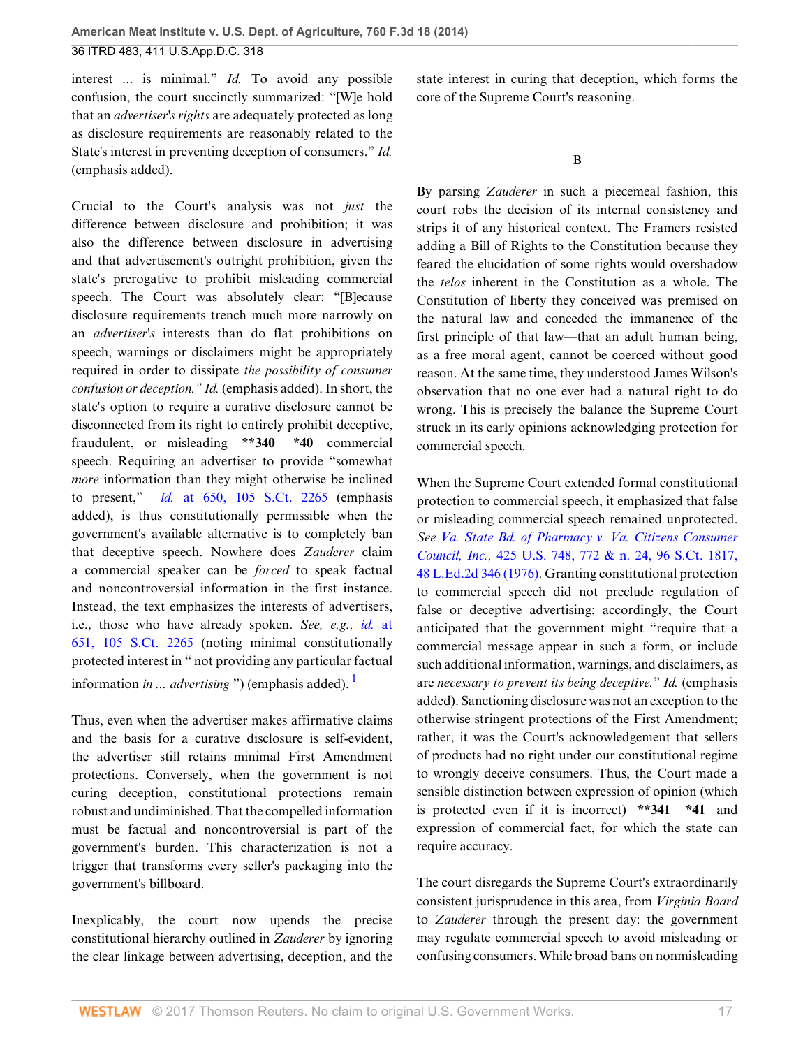interest ... is minimal." *Id.* To avoid any possible confusion, the court succinctly summarized: "[W]e hold that an *advertiser's rights* are adequately protected as long as disclosure requirements are reasonably related to the State's interest in preventing deception of consumers." *Id.* (emphasis added).

Crucial to the Court's analysis was not *just* the difference between disclosure and prohibition; it was also the difference between disclosure in advertising and that advertisement's outright prohibition, given the state's prerogative to prohibit misleading commercial speech. The Court was absolutely clear: "[B]ecause disclosure requirements trench much more narrowly on an *advertiser's* interests than do flat prohibitions on speech, warnings or disclaimers might be appropriately required in order to dissipate *the possibility of consumer confusion or deception." Id.* (emphasis added). In short, the state's option to require a curative disclosure cannot be disconnected from its right to entirely prohibit deceptive, fraudulent, or misleading **\*\*340 \*40** commercial speech. Requiring an advertiser to provide "somewhat *more* information than they might otherwise be inclined to present," *id.* at 650, 105 S.Ct. 2265 (emphasis added), is thus constitutionally permissible when the government's available alternative is to completely ban that deceptive speech. Nowhere does *Zauderer* claim a commercial speaker can be *forced* to speak factual and noncontroversial information in the first instance. Instead, the text emphasizes the interests of advertisers, i.e., those who have already spoken. *See, e.g., id.* at 651, 105 S.Ct. 2265 (noting minimal constitutionally protected interest in " not providing any particular factual information *in ... advertising* ") (emphasis added). [1]

Thus, even when the advertiser makes affirmative claims and the basis for a curative disclosure is self-evident, the advertiser still retains minimal First Amendment protections. Conversely, when the government is not curing deception, constitutional protections remain robust and undiminished. That the compelled information must be factual and noncontroversial is part of the government's burden. This characterization is not a trigger that transforms every seller's packaging into the government's billboard.

Inexplicably, the court now upends the precise constitutional hierarchy outlined in *Zauderer* by ignoring the clear linkage between advertising, deception, and the state interest in curing that deception, which forms the core of the Supreme Court's reasoning.

### B

By parsing *Zauderer* in such a piecemeal fashion, this court robs the decision of its internal consistency and strips it of any historical context. The Framers resisted adding a Bill of Rights to the Constitution because they feared the elucidation of some rights would overshadow the *telos* inherent in the Constitution as a whole. The Constitution of liberty they conceived was premised on the natural law and conceded the immanence of the first principle of that law—that an adult human being, as a free moral agent, cannot be coerced without good reason. At the same time, they understood James Wilson's observation that no one ever had a natural right to do wrong. This is precisely the balance the Supreme Court struck in its early opinions acknowledging protection for commercial speech.

When the Supreme Court extended formal constitutional protection to commercial speech, it emphasized that false or misleading commercial speech remained unprotected. *See Va. State Bd. of Pharmacy v. Va. Citizens Consumer Council, Inc.,* 425 U.S. 748, 772 & n. 24, 96 S.Ct. 1817, 48 L.Ed.2d 346 (1976). Granting constitutional protection to commercial speech did not preclude regulation of false or deceptive advertising; accordingly, the Court anticipated that the government might "require that a commercial message appear in such a form, or include such additional information, warnings, and disclaimers, as are *necessary to prevent its being deceptive.*" *Id.* (emphasis added). Sanctioning disclosure was not an exception to the otherwise stringent protections of the First Amendment; rather, it was the Court's acknowledgement that sellers of products had no right under our constitutional regime to wrongly deceive consumers. Thus, the Court made a sensible distinction between expression of opinion (which is protected even if it is incorrect) **\*\*341 \*41** and expression of commercial fact, for which the state can require accuracy.

The court disregards the Supreme Court's extraordinarily consistent jurisprudence in this area, from *Virginia Board* to *Zauderer* through the present day: the government may regulate commercial speech to avoid misleading or confusing consumers. While broad bans on nonmisleading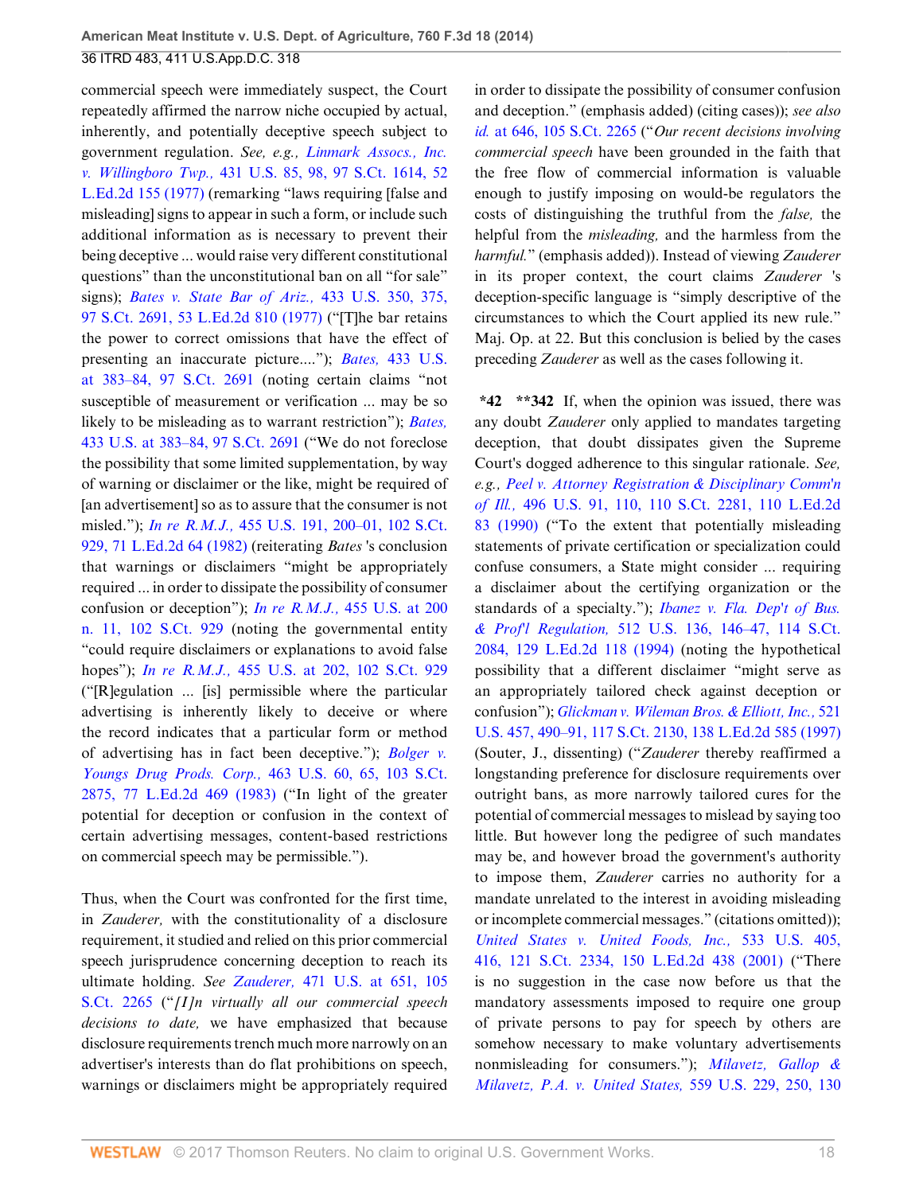commercial speech were immediately suspect, the Court repeatedly affirmed the narrow niche occupied by actual, inherently, and potentially deceptive speech subject to government regulation. *See, e.g., Linmark Assocs., Inc. v. Willingboro Twp.,* 431 U.S. 85, 98, 97 S.Ct. 1614, 52 L.Ed.2d 155 (1977) (remarking "laws requiring [false and misleading] signs to appear in such a form, or include such additional information as is necessary to prevent their being deceptive ... would raise very different constitutional questions" than the unconstitutional ban on all "for sale" signs); *Bates v. State Bar of Ariz.,* 433 U.S. 350, 375, 97 S.Ct. 2691, 53 L.Ed.2d 810 (1977) ("[T]he bar retains the power to correct omissions that have the effect of presenting an inaccurate picture...."); *Bates,* 433 U.S. at 383–84, 97 S.Ct. 2691 (noting certain claims "not susceptible of measurement or verification ... may be so likely to be misleading as to warrant restriction"); *Bates,* 433 U.S. at 383–84, 97 S.Ct. 2691 ("We do not foreclose the possibility that some limited supplementation, by way of warning or disclaimer or the like, might be required of [an advertisement] so as to assure that the consumer is not misled."); *In re R.M.J.,* 455 U.S. 191, 200–01, 102 S.Ct. 929, 71 L.Ed.2d 64 (1982) (reiterating *Bates* 's conclusion that warnings or disclaimers "might be appropriately required ... in order to dissipate the possibility of consumer confusion or deception"); *In re R.M.J.,* 455 U.S. at 200 n. 11, 102 S.Ct. 929 (noting the governmental entity "could require disclaimers or explanations to avoid false hopes"); *In re R.M.J.,* 455 U.S. at 202, 102 S.Ct. 929 ("[R]egulation ... [is] permissible where the particular advertising is inherently likely to deceive or where the record indicates that a particular form or method of advertising has in fact been deceptive."); *Bolger v. Youngs Drug Prods. Corp.,* 463 U.S. 60, 65, 103 S.Ct. 2875, 77 L.Ed.2d 469 (1983) ("In light of the greater potential for deception or confusion in the context of certain advertising messages, content-based restrictions on commercial speech may be permissible.").

Thus, when the Court was confronted for the first time, in *Zauderer,* with the constitutionality of a disclosure requirement, it studied and relied on this prior commercial speech jurisprudence concerning deception to reach its ultimate holding. *See Zauderer,* 471 U.S. at 651, 105 S.Ct. 2265 ("*[I]n virtually all our commercial speech decisions to date,* we have emphasized that because disclosure requirements trench much more narrowly on an advertiser's interests than do flat prohibitions on speech, warnings or disclaimers might be appropriately required in order to dissipate the possibility of consumer confusion and deception." (emphasis added) (citing cases)); *see also id.* at 646, 105 S.Ct. 2265 ("*Our recent decisions involving commercial speech* have been grounded in the faith that the free flow of commercial information is valuable enough to justify imposing on would-be regulators the costs of distinguishing the truthful from the *false,* the helpful from the *misleading,* and the harmless from the *harmful.*" (emphasis added)). Instead of viewing *Zauderer* in its proper context, the court claims *Zauderer* 's deception-specific language is "simply descriptive of the circumstances to which the Court applied its new rule." Maj. Op. at 22. But this conclusion is belied by the cases preceding *Zauderer* as well as the cases following it.

**\*42 \*\*342** If, when the opinion was issued, there was any doubt *Zauderer* only applied to mandates targeting deception, that doubt dissipates given the Supreme Court's dogged adherence to this singular rationale. *See, e.g., Peel v. Attorney Registration & Disciplinary Comm'n of Ill.,* 496 U.S. 91, 110, 110 S.Ct. 2281, 110 L.Ed.2d 83 (1990) ("To the extent that potentially misleading statements of private certification or specialization could confuse consumers, a State might consider ... requiring a disclaimer about the certifying organization or the standards of a specialty."); *Ibanez v. Fla. Dep't of Bus. & Prof'l Regulation,* 512 U.S. 136, 146–47, 114 S.Ct. 2084, 129 L.Ed.2d 118 (1994) (noting the hypothetical possibility that a different disclaimer "might serve as an appropriately tailored check against deception or confusion"); *Glickman v. Wileman Bros. & Elliott, Inc.,* 521 U.S. 457, 490–91, 117 S.Ct. 2130, 138 L.Ed.2d 585 (1997) (Souter, J., dissenting) ("*Zauderer* thereby reaffirmed a longstanding preference for disclosure requirements over outright bans, as more narrowly tailored cures for the potential of commercial messages to mislead by saying too little. But however long the pedigree of such mandates may be, and however broad the government's authority to impose them, *Zauderer* carries no authority for a mandate unrelated to the interest in avoiding misleading or incomplete commercial messages." (citations omitted)); *United States v. United Foods, Inc.,* 533 U.S. 405, 416, 121 S.Ct. 2334, 150 L.Ed.2d 438 (2001) ("There is no suggestion in the case now before us that the mandatory assessments imposed to require one group of private persons to pay for speech by others are somehow necessary to make voluntary advertisements nonmisleading for consumers."); *Milavetz, Gallop & Milavetz, P.A. v. United States,* 559 U.S. 229, 250, 130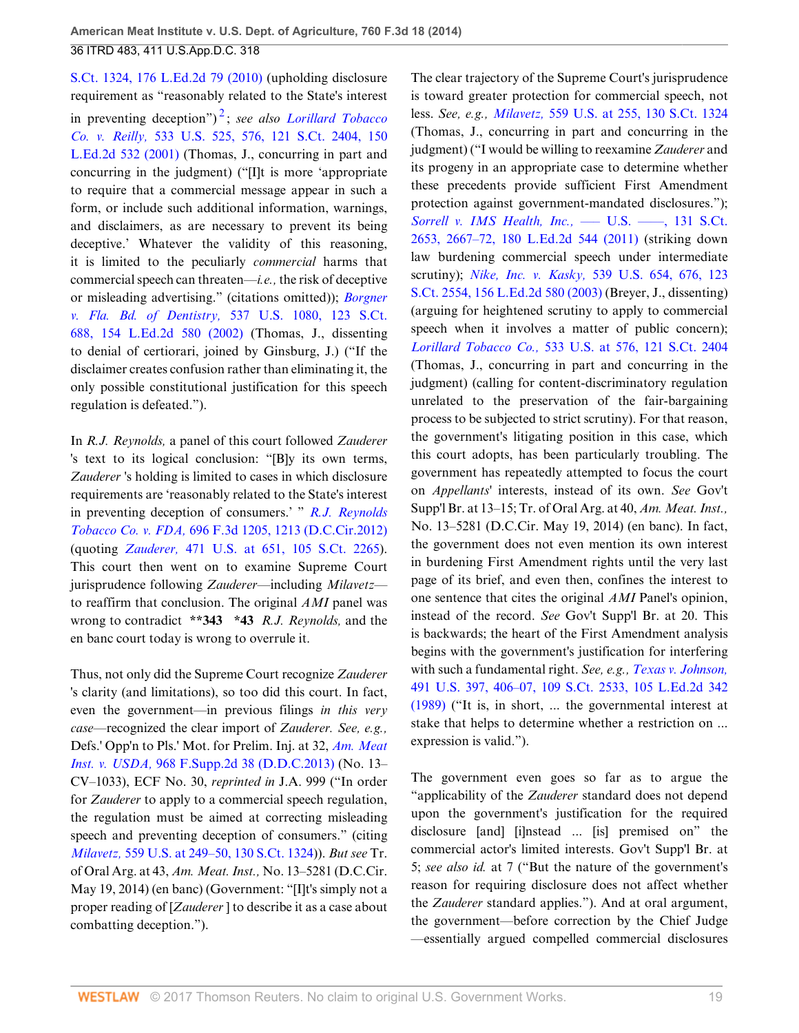S.Ct. 1324, 176 L.Ed.2d 79 (2010) (upholding disclosure requirement as "reasonably related to the State's interest in preventing deception")[2]; *see also Lorillard Tobacco Co. v. Reilly,* 533 U.S. 525, 576, 121 S.Ct. 2404, 150 L.Ed.2d 532 (2001) (Thomas, J., concurring in part and concurring in the judgment) ("[I]t is more 'appropriate to require that a commercial message appear in such a form, or include such additional information, warnings, and disclaimers, as are necessary to prevent its being deceptive.' Whatever the validity of this reasoning, it is limited to the peculiarly *commercial* harms that commercial speech can threaten—*i.e.,* the risk of deceptive or misleading advertising." (citations omitted)); *Borgner v. Fla. Bd. of Dentistry,* 537 U.S. 1080, 123 S.Ct. 688, 154 L.Ed.2d 580 (2002) (Thomas, J., dissenting to denial of certiorari, joined by Ginsburg, J.) ("If the disclaimer creates confusion rather than eliminating it, the only possible constitutional justification for this speech regulation is defeated.").

In *R.J. Reynolds,* a panel of this court followed *Zauderer* 's text to its logical conclusion: "[B]y its own terms, *Zauderer* 's holding is limited to cases in which disclosure requirements are 'reasonably related to the State's interest in preventing deception of consumers.' " *R.J. Reynolds Tobacco Co. v. FDA,* 696 F.3d 1205, 1213 (D.C.Cir.2012) (quoting *Zauderer,* 471 U.S. at 651, 105 S.Ct. 2265). This court then went on to examine Supreme Court jurisprudence following *Zauderer*—including *Milavetz*—to reaffirm that conclusion. The original *AMI* panel was wrong to contradict **\*\*343 \*43** *R.J. Reynolds,* and the en banc court today is wrong to overrule it.

Thus, not only did the Supreme Court recognize *Zauderer* 's clarity (and limitations), so too did this court. In fact, even the government—in previous filings *in this very case*—recognized the clear import of *Zauderer. See, e.g.,* Defs.' Opp'n to Pls.' Mot. for Prelim. Inj. at 32, *Am. Meat Inst. v. USDA,* 968 F.Supp.2d 38 (D.D.C.2013) (No. 13–CV–1033), ECF No. 30, *reprinted in* J.A. 999 ("In order for *Zauderer* to apply to a commercial speech regulation, the regulation must be aimed at correcting misleading speech and preventing deception of consumers." (citing *Milavetz,* 559 U.S. at 249–50, 130 S.Ct. 1324)). *But see* Tr. of Oral Arg. at 43, *Am. Meat Inst.,* No. 13–5281 (D.C.Cir. May 19, 2014) (en banc) (Government: "[I]t's simply not a proper reading of [*Zauderer* ] to describe it as a case about combatting deception.").

The clear trajectory of the Supreme Court's jurisprudence is toward greater protection for commercial speech, not less. *See, e.g., Milavetz,* 559 U.S. at 255, 130 S.Ct. 1324 (Thomas, J., concurring in part and concurring in the judgment) ("I would be willing to reexamine *Zauderer* and its progeny in an appropriate case to determine whether these precedents provide sufficient First Amendment protection against government-mandated disclosures."); *Sorrell v. IMS Health, Inc.,* ––– U.S. ––––, 131 S.Ct. 2653, 2667–72, 180 L.Ed.2d 544 (2011) (striking down law burdening commercial speech under intermediate scrutiny); *Nike, Inc. v. Kasky,* 539 U.S. 654, 676, 123 S.Ct. 2554, 156 L.Ed.2d 580 (2003) (Breyer, J., dissenting) (arguing for heightened scrutiny to apply to commercial speech when it involves a matter of public concern); *Lorillard Tobacco Co.,* 533 U.S. at 576, 121 S.Ct. 2404 (Thomas, J., concurring in part and concurring in the judgment) (calling for content-discriminatory regulation unrelated to the preservation of the fair-bargaining process to be subjected to strict scrutiny). For that reason, the government's litigating position in this case, which this court adopts, has been particularly troubling. The government has repeatedly attempted to focus the court on *Appellants*' interests, instead of its own. *See* Gov't Supp'l Br. at 13–15; Tr. of Oral Arg. at 40, *Am. Meat. Inst.,* No. 13–5281 (D.C.Cir. May 19, 2014) (en banc). In fact, the government does not even mention its own interest in burdening First Amendment rights until the very last page of its brief, and even then, confines the interest to one sentence that cites the original *AMI* Panel's opinion, instead of the record. *See* Gov't Supp'l Br. at 20. This is backwards; the heart of the First Amendment analysis begins with the government's justification for interfering with such a fundamental right. *See, e.g., Texas v. Johnson,* 491 U.S. 397, 406–07, 109 S.Ct. 2533, 105 L.Ed.2d 342 (1989) ("It is, in short, ... the governmental interest at stake that helps to determine whether a restriction on ... expression is valid.").

The government even goes so far as to argue the "applicability of the *Zauderer* standard does not depend upon the government's justification for the required disclosure [and] [i]nstead ... [is] premised on" the commercial actor's limited interests. Gov't Supp'l Br. at 5; *see also id.* at 7 ("But the nature of the government's reason for requiring disclosure does not affect whether the *Zauderer* standard applies."). And at oral argument, the government—before correction by the Chief Judge—essentially argued compelled commercial disclosures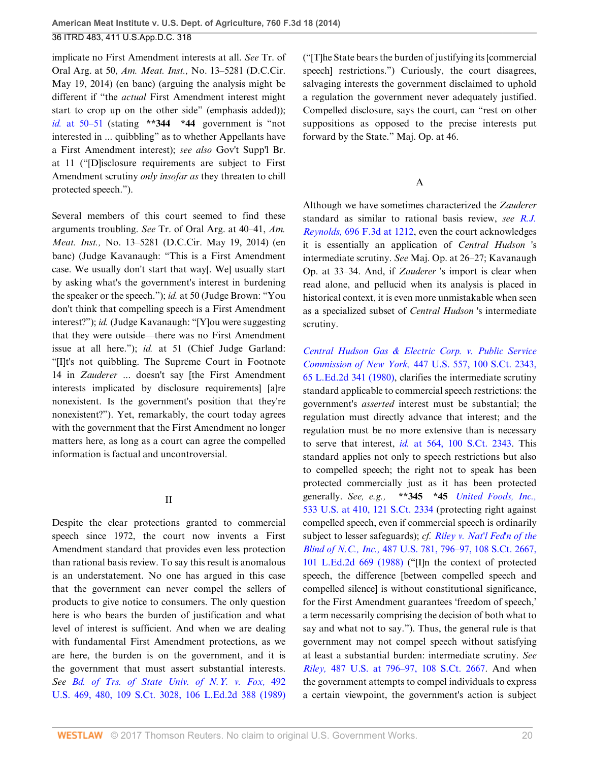implicate no First Amendment interests at all. *See* Tr. of Oral Arg. at 50, *Am. Meat. Inst.,* No. 13–5281 (D.C.Cir. May 19, 2014) (en banc) (arguing the analysis might be different if "the *actual* First Amendment interest might start to crop up on the other side" (emphasis added)); *id.* at 50–51 (stating **\*\*344 \*44** government is "not interested in ... quibbling" as to whether Appellants have a First Amendment interest); *see also* Gov't Supp'l Br. at 11 ("[D]isclosure requirements are subject to First Amendment scrutiny *only insofar as* they threaten to chill protected speech.").

Several members of this court seemed to find these arguments troubling. *See* Tr. of Oral Arg. at 40–41, *Am. Meat. Inst.,* No. 13–5281 (D.C.Cir. May 19, 2014) (en banc) (Judge Kavanaugh: "This is a First Amendment case. We usually don't start that way[. We] usually start by asking what's the government's interest in burdening the speaker or the speech."); *id.* at 50 (Judge Brown: "You don't think that compelling speech is a First Amendment interest?"); *id.* (Judge Kavanaugh: "[Y]ou were suggesting that they were outside—there was no First Amendment issue at all here."); *id.* at 51 (Chief Judge Garland: "[I]t's not quibbling. The Supreme Court in Footnote 14 in *Zauderer* ... doesn't say [the First Amendment interests implicated by disclosure requirements] [a]re nonexistent. Is the government's position that they're nonexistent?"). Yet, remarkably, the court today agrees with the government that the First Amendment no longer matters here, as long as a court can agree the compelled information is factual and uncontroversial.

## II

Despite the clear protections granted to commercial speech since 1972, the court now invents a First Amendment standard that provides even less protection than rational basis review. To say this result is anomalous is an understatement. No one has argued in this case that the government can never compel the sellers of products to give notice to consumers. The only question here is who bears the burden of justification and what level of interest is sufficient. And when we are dealing with fundamental First Amendment protections, as we are here, the burden is on the government, and it is the government that must assert substantial interests. *See Bd. of Trs. of State Univ. of N.Y. v. Fox,* 492 U.S. 469, 480, 109 S.Ct. 3028, 106 L.Ed.2d 388 (1989) ("[T]he State bears the burden of justifying its [commercial speech] restrictions.") Curiously, the court disagrees, salvaging interests the government disclaimed to uphold a regulation the government never adequately justified. Compelled disclosure, says the court, can "rest on other suppositions as opposed to the precise interests put forward by the State." Maj. Op. at 46.

### A

Although we have sometimes characterized the *Zauderer* standard as similar to rational basis review, *see R.J. Reynolds,* 696 F.3d at 1212, even the court acknowledges it is essentially an application of *Central Hudson* 's intermediate scrutiny. *See* Maj. Op. at 26–27; Kavanaugh Op. at 33–34. And, if *Zauderer* 's import is clear when read alone, and pellucid when its analysis is placed in historical context, it is even more unmistakable when seen as a specialized subset of *Central Hudson* 's intermediate scrutiny.

*Central Hudson Gas & Electric Corp. v. Public Service Commission of New York,* 447 U.S. 557, 100 S.Ct. 2343, 65 L.Ed.2d 341 (1980), clarifies the intermediate scrutiny standard applicable to commercial speech restrictions: the government's *asserted* interest must be substantial; the regulation must directly advance that interest; and the regulation must be no more extensive than is necessary to serve that interest, *id.* at 564, 100 S.Ct. 2343. This standard applies not only to speech restrictions but also to compelled speech; the right not to speak has been protected commercially just as it has been protected generally. *See, e.g.,* **\*\*345 \*45** *United Foods, Inc.,* 533 U.S. at 410, 121 S.Ct. 2334 (protecting right against compelled speech, even if commercial speech is ordinarily subject to lesser safeguards); *cf. Riley v. Nat'l Fed'n of the Blind of N.C., Inc.,* 487 U.S. 781, 796–97, 108 S.Ct. 2667, 101 L.Ed.2d 669 (1988) ("[I]n the context of protected speech, the difference [between compelled speech and compelled silence] is without constitutional significance, for the First Amendment guarantees 'freedom of speech,' a term necessarily comprising the decision of both what to say and what not to say."). Thus, the general rule is that government may not compel speech without satisfying at least a substantial burden: intermediate scrutiny. *See Riley,* 487 U.S. at 796–97, 108 S.Ct. 2667. And when the government attempts to compel individuals to express a certain viewpoint, the government's action is subject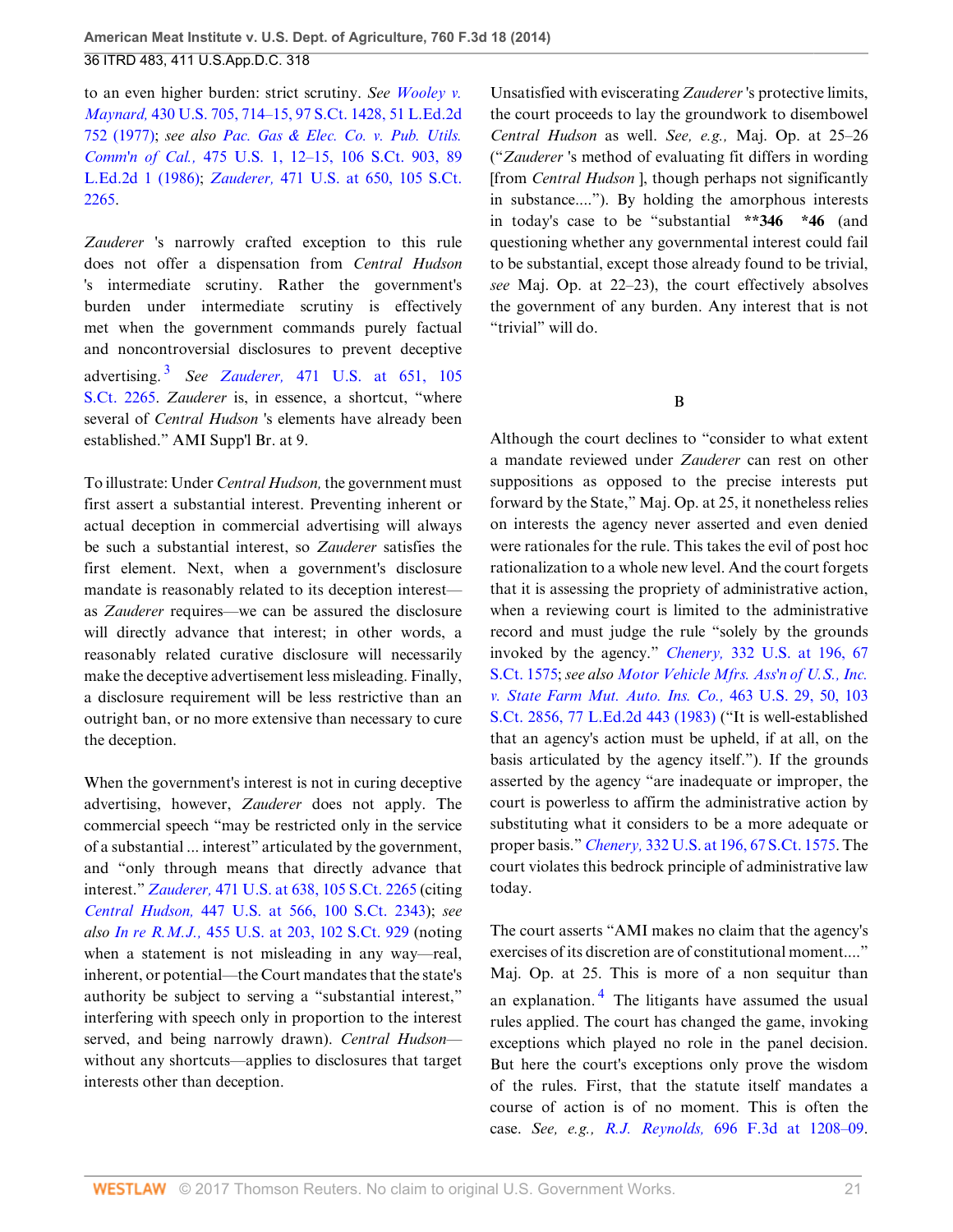to an even higher burden: strict scrutiny. *See Wooley v. Maynard,* 430 U.S. 705, 714–15, 97 S.Ct. 1428, 51 L.Ed.2d 752 (1977); *see also Pac. Gas & Elec. Co. v. Pub. Utils. Comm'n of Cal.,* 475 U.S. 1, 12–15, 106 S.Ct. 903, 89 L.Ed.2d 1 (1986); *Zauderer,* 471 U.S. at 650, 105 S.Ct. 2265.

*Zauderer* 's narrowly crafted exception to this rule does not offer a dispensation from *Central Hudson* 's intermediate scrutiny. Rather the government's burden under intermediate scrutiny is effectively met when the government commands purely factual and noncontroversial disclosures to prevent deceptive advertising.[3] *See Zauderer,* 471 U.S. at 651, 105 S.Ct. 2265. *Zauderer* is, in essence, a shortcut, "where several of *Central Hudson* 's elements have already been established." AMI Supp'l Br. at 9.

To illustrate: Under *Central Hudson,* the government must first assert a substantial interest. Preventing inherent or actual deception in commercial advertising will always be such a substantial interest, so *Zauderer* satisfies the first element. Next, when a government's disclosure mandate is reasonably related to its deception interest—as *Zauderer* requires—we can be assured the disclosure will directly advance that interest; in other words, a reasonably related curative disclosure will necessarily make the deceptive advertisement less misleading. Finally, a disclosure requirement will be less restrictive than an outright ban, or no more extensive than necessary to cure the deception.

When the government's interest is not in curing deceptive advertising, however, *Zauderer* does not apply. The commercial speech "may be restricted only in the service of a substantial ... interest" articulated by the government, and "only through means that directly advance that interest." *Zauderer,* 471 U.S. at 638, 105 S.Ct. 2265 (citing *Central Hudson,* 447 U.S. at 566, 100 S.Ct. 2343); *see also In re R.M.J.,* 455 U.S. at 203, 102 S.Ct. 929 (noting when a statement is not misleading in any way—real, inherent, or potential—the Court mandates that the state's authority be subject to serving a "substantial interest," interfering with speech only in proportion to the interest served, and being narrowly drawn). *Central Hudson*—without any shortcuts—applies to disclosures that target interests other than deception.

Unsatisfied with eviscerating *Zauderer* 's protective limits, the court proceeds to lay the groundwork to disembowel *Central Hudson* as well. *See, e.g.,* Maj. Op. at 25–26 ("*Zauderer* 's method of evaluating fit differs in wording [from *Central Hudson* ], though perhaps not significantly in substance...."). By holding the amorphous interests in today's case to be "substantial **\*\*346 \*46** (and questioning whether any governmental interest could fail to be substantial, except those already found to be trivial, *see* Maj. Op. at 22–23), the court effectively absolves the government of any burden. Any interest that is not "trivial" will do.

## B

Although the court declines to "consider to what extent a mandate reviewed under *Zauderer* can rest on other suppositions as opposed to the precise interests put forward by the State," Maj. Op. at 25, it nonetheless relies on interests the agency never asserted and even denied were rationales for the rule. This takes the evil of post hoc rationalization to a whole new level. And the court forgets that it is assessing the propriety of administrative action, when a reviewing court is limited to the administrative record and must judge the rule "solely by the grounds invoked by the agency." *Chenery,* 332 U.S. at 196, 67 S.Ct. 1575; *see also Motor Vehicle Mfrs. Ass'n of U.S., Inc. v. State Farm Mut. Auto. Ins. Co.,* 463 U.S. 29, 50, 103 S.Ct. 2856, 77 L.Ed.2d 443 (1983) ("It is well-established that an agency's action must be upheld, if at all, on the basis articulated by the agency itself."). If the grounds asserted by the agency "are inadequate or improper, the court is powerless to affirm the administrative action by substituting what it considers to be a more adequate or proper basis." *Chenery,* 332 U.S. at 196, 67 S.Ct. 1575. The court violates this bedrock principle of administrative law today.

The court asserts "AMI makes no claim that the agency's exercises of its discretion are of constitutional moment...." Maj. Op. at 25. This is more of a non sequitur than an explanation.[4] The litigants have assumed the usual rules applied. The court has changed the game, invoking exceptions which played no role in the panel decision. But here the court's exceptions only prove the wisdom of the rules. First, that the statute itself mandates a course of action is of no moment. This is often the case. *See, e.g., R.J. Reynolds,* 696 F.3d at 1208–09.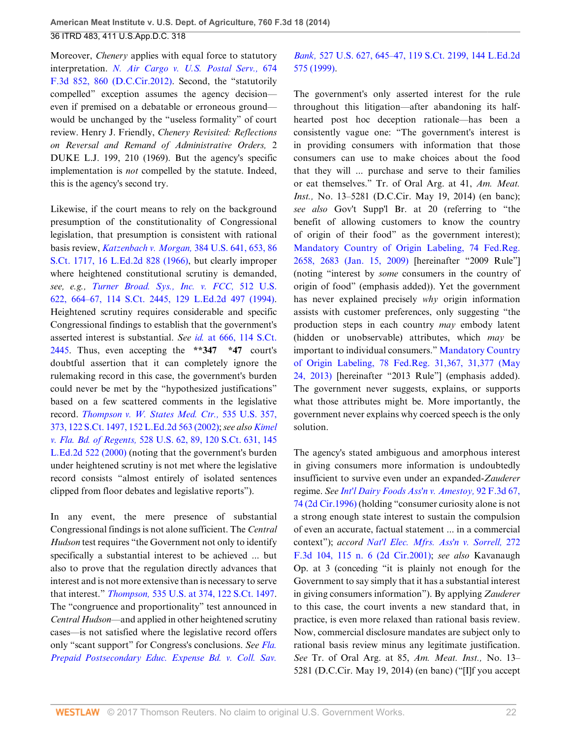Moreover, *Chenery* applies with equal force to statutory interpretation. *N. Air Cargo v. U.S. Postal Serv.,* 674 F.3d 852, 860 (D.C.Cir.2012). Second, the "statutorily compelled" exception assumes the agency decision—even if premised on a debatable or erroneous ground—would be unchanged by the "useless formality" of court review. Henry J. Friendly, *Chenery Revisited: Reflections on Reversal and Remand of Administrative Orders,* 2 DUKE L.J. 199, 210 (1969). But the agency's specific implementation is *not* compelled by the statute. Indeed, this is the agency's second try.

Likewise, if the court means to rely on the background presumption of the constitutionality of Congressional legislation, that presumption is consistent with rational basis review, *Katzenbach v. Morgan,* 384 U.S. 641, 653, 86 S.Ct. 1717, 16 L.Ed.2d 828 (1966), but clearly improper where heightened constitutional scrutiny is demanded, *see, e.g., Turner Broad. Sys., Inc. v. FCC,* 512 U.S. 622, 664–67, 114 S.Ct. 2445, 129 L.Ed.2d 497 (1994). Heightened scrutiny requires considerable and specific Congressional findings to establish that the government's asserted interest is substantial. *See id.* at 666, 114 S.Ct. 2445. Thus, even accepting the **\*\*347 \*47** court's doubtful assertion that it can completely ignore the rulemaking record in this case, the government's burden could never be met by the "hypothesized justifications" based on a few scattered comments in the legislative record. *Thompson v. W. States Med. Ctr.,* 535 U.S. 357, 373, 122 S.Ct. 1497, 152 L.Ed.2d 563 (2002); *see also Kimel v. Fla. Bd. of Regents,* 528 U.S. 62, 89, 120 S.Ct. 631, 145 L.Ed.2d 522 (2000) (noting that the government's burden under heightened scrutiny is not met where the legislative record consists "almost entirely of isolated sentences clipped from floor debates and legislative reports").

In any event, the mere presence of substantial Congressional findings is not alone sufficient. The *Central Hudson* test requires "the Government not only to identify specifically a substantial interest to be achieved ... but also to prove that the regulation directly advances that interest and is not more extensive than is necessary to serve that interest." *Thompson,* 535 U.S. at 374, 122 S.Ct. 1497. The "congruence and proportionality" test announced in *Central Hudson*—and applied in other heightened scrutiny cases—is not satisfied where the legislative record offers only "scant support" for Congress's conclusions. *See Fla. Prepaid Postsecondary Educ. Expense Bd. v. Coll. Sav. Bank,* 527 U.S. 627, 645–47, 119 S.Ct. 2199, 144 L.Ed.2d 575 (1999).

The government's only asserted interest for the rule throughout this litigation—after abandoning its half-hearted post hoc deception rationale—has been a consistently vague one: "The government's interest is in providing consumers with information that those consumers can use to make choices about the food that they will ... purchase and serve to their families or eat themselves." Tr. of Oral Arg. at 41, *Am. Meat. Inst.,* No. 13–5281 (D.C.Cir. May 19, 2014) (en banc); *see also* Gov't Supp'l Br. at 20 (referring to "the benefit of allowing customers to know the country of origin of their food" as the government interest); Mandatory Country of Origin Labeling, 74 Fed.Reg. 2658, 2683 (Jan. 15, 2009) [hereinafter "2009 Rule"] (noting "interest by *some* consumers in the country of origin of food" (emphasis added)). Yet the government has never explained precisely *why* origin information assists with customer preferences, only suggesting "the production steps in each country *may* embody latent (hidden or unobservable) attributes, which *may* be important to individual consumers." Mandatory Country of Origin Labeling, 78 Fed.Reg. 31,367, 31,377 (May 24, 2013) [hereinafter "2013 Rule"] (emphasis added). The government never suggests, explains, or supports what those attributes might be. More importantly, the government never explains why coerced speech is the only solution.

The agency's stated ambiguous and amorphous interest in giving consumers more information is undoubtedly insufficient to survive even under an expanded-*Zauderer* regime. *See Int'l Dairy Foods Ass'n v. Amestoy,* 92 F.3d 67, 74 (2d Cir.1996) (holding "consumer curiosity alone is not a strong enough state interest to sustain the compulsion of even an accurate, factual statement ... in a commercial context"); *accord Nat'l Elec. Mfrs. Ass'n v. Sorrell,* 272 F.3d 104, 115 n. 6 (2d Cir.2001); *see also* Kavanaugh Op. at 3 (conceding "it is plainly not enough for the Government to say simply that it has a substantial interest in giving consumers information"). By applying *Zauderer* to this case, the court invents a new standard that, in practice, is even more relaxed than rational basis review. Now, commercial disclosure mandates are subject only to rational basis review minus any legitimate justification. *See* Tr. of Oral Arg. at 85, *Am. Meat. Inst.,* No. 13–5281 (D.C.Cir. May 19, 2014) (en banc) ("[I]f you accept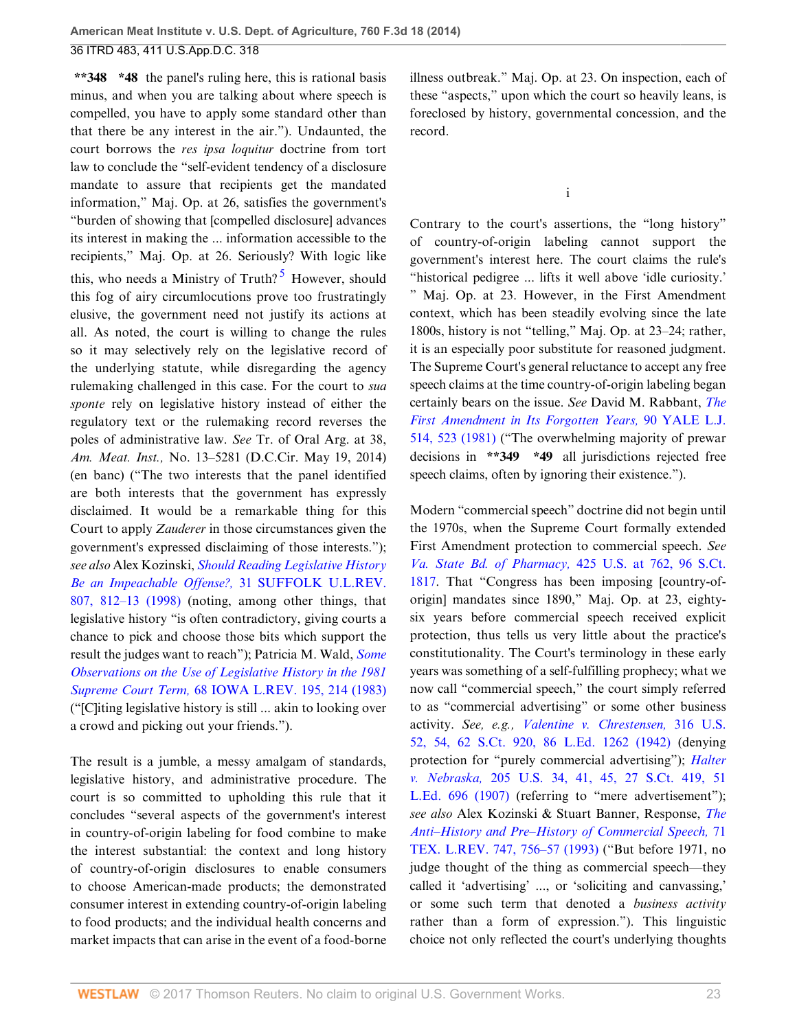**\*\*348 \*48** the panel's ruling here, this is rational basis minus, and when you are talking about where speech is compelled, you have to apply some standard other than that there be any interest in the air."). Undaunted, the court borrows the *res ipsa loquitur* doctrine from tort law to conclude the "self-evident tendency of a disclosure mandate to assure that recipients get the mandated information," Maj. Op. at 26, satisfies the government's "burden of showing that [compelled disclosure] advances its interest in making the ... information accessible to the recipients," Maj. Op. at 26. Seriously? With logic like this, who needs a Ministry of Truth?[5] However, should this fog of airy circumlocutions prove too frustratingly elusive, the government need not justify its actions at all. As noted, the court is willing to change the rules so it may selectively rely on the legislative record of the underlying statute, while disregarding the agency rulemaking challenged in this case. For the court to *sua sponte* rely on legislative history instead of either the regulatory text or the rulemaking record reverses the poles of administrative law. *See* Tr. of Oral Arg. at 38, *Am. Meat. Inst.,* No. 13–5281 (D.C.Cir. May 19, 2014) (en banc) ("The two interests that the panel identified are both interests that the government has expressly disclaimed. It would be a remarkable thing for this Court to apply *Zauderer* in those circumstances given the government's expressed disclaiming of those interests."); *see also* Alex Kozinski, *Should Reading Legislative History Be an Impeachable Offense?,* 31 SUFFOLK U.L.REV. 807, 812–13 (1998) (noting, among other things, that legislative history "is often contradictory, giving courts a chance to pick and choose those bits which support the result the judges want to reach"); Patricia M. Wald, *Some Observations on the Use of Legislative History in the 1981 Supreme Court Term,* 68 IOWA L.REV. 195, 214 (1983) ("[C]iting legislative history is still ... akin to looking over a crowd and picking out your friends.").

The result is a jumble, a messy amalgam of standards, legislative history, and administrative procedure. The court is so committed to upholding this rule that it concludes "several aspects of the government's interest in country-of-origin labeling for food combine to make the interest substantial: the context and long history of country-of-origin disclosures to enable consumers to choose American-made products; the demonstrated consumer interest in extending country-of-origin labeling to food products; and the individual health concerns and market impacts that can arise in the event of a food-borne illness outbreak." Maj. Op. at 23. On inspection, each of these "aspects," upon which the court so heavily leans, is foreclosed by history, governmental concession, and the record.

i

Contrary to the court's assertions, the "long history" of country-of-origin labeling cannot support the government's interest here. The court claims the rule's "historical pedigree ... lifts it well above 'idle curiosity.' " Maj. Op. at 23. However, in the First Amendment context, which has been steadily evolving since the late 1800s, history is not "telling," Maj. Op. at 23–24; rather, it is an especially poor substitute for reasoned judgment. The Supreme Court's general reluctance to accept any free speech claims at the time country-of-origin labeling began certainly bears on the issue. *See* David M. Rabbant, *The First Amendment in Its Forgotten Years,* 90 YALE L.J. 514, 523 (1981) ("The overwhelming majority of prewar decisions in **\*\*349 \*49** all jurisdictions rejected free speech claims, often by ignoring their existence.").

Modern "commercial speech" doctrine did not begin until the 1970s, when the Supreme Court formally extended First Amendment protection to commercial speech. *See Va. State Bd. of Pharmacy,* 425 U.S. at 762, 96 S.Ct. 1817. That "Congress has been imposing [country-of-origin] mandates since 1890," Maj. Op. at 23, eighty-six years before commercial speech received explicit protection, thus tells us very little about the practice's constitutionality. The Court's terminology in these early years was something of a self-fulfilling prophecy; what we now call "commercial speech," the court simply referred to as "commercial advertising" or some other business activity. *See, e.g., Valentine v. Chrestensen,* 316 U.S. 52, 54, 62 S.Ct. 920, 86 L.Ed. 1262 (1942) (denying protection for "purely commercial advertising"); *Halter v. Nebraska,* 205 U.S. 34, 41, 45, 27 S.Ct. 419, 51 L.Ed. 696 (1907) (referring to "mere advertisement"); *see also* Alex Kozinski & Stuart Banner, Response, *The Anti–History and Pre–History of Commercial Speech,* 71 TEX. L.REV. 747, 756–57 (1993) ("But before 1971, no judge thought of the thing as commercial speech—they called it 'advertising' ..., or 'soliciting and canvassing,' or some such term that denoted a *business activity* rather than a form of expression."). This linguistic choice not only reflected the court's underlying thoughts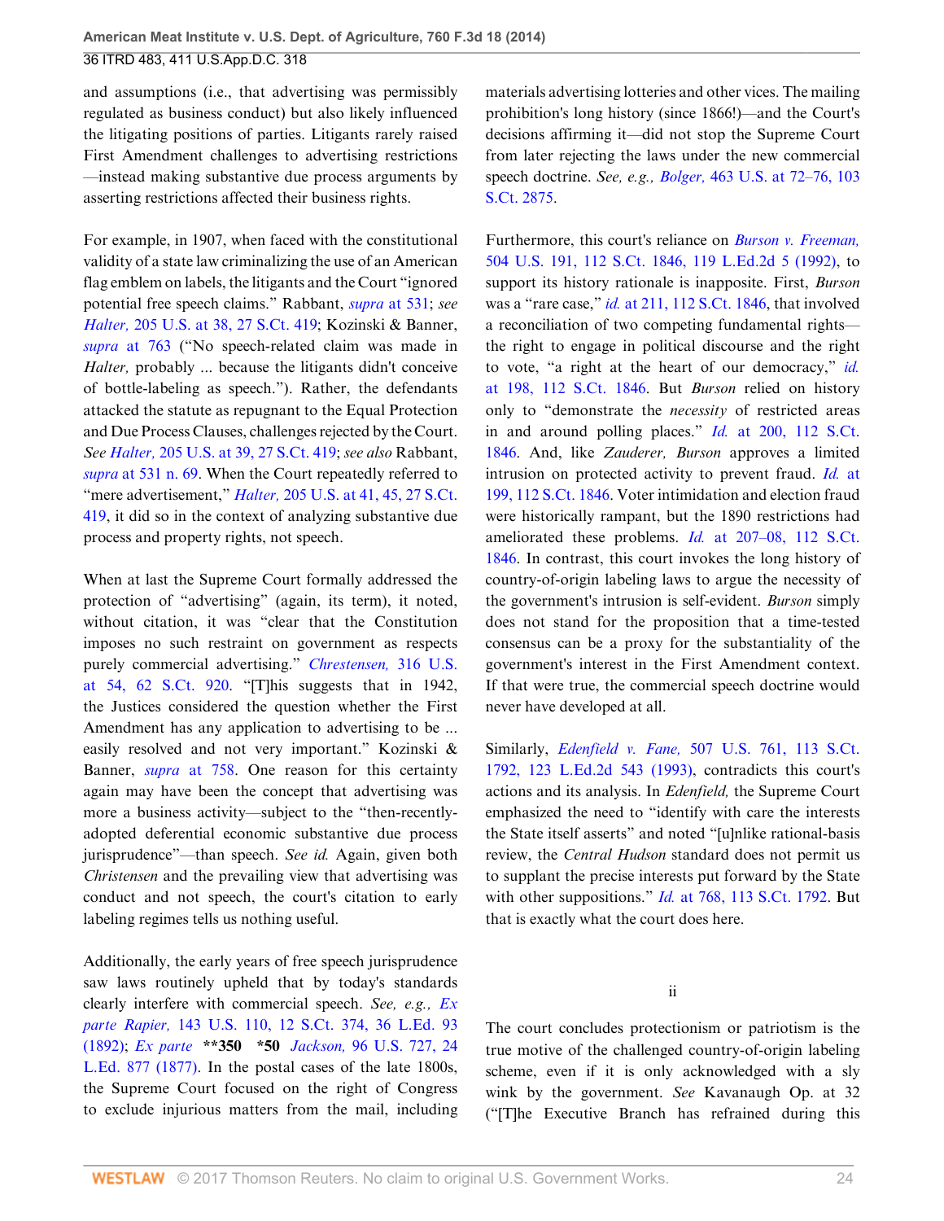and assumptions (i.e., that advertising was permissibly regulated as business conduct) but also likely influenced the litigating positions of parties. Litigants rarely raised First Amendment challenges to advertising restrictions—instead making substantive due process arguments by asserting restrictions affected their business rights.

For example, in 1907, when faced with the constitutional validity of a state law criminalizing the use of an American flag emblem on labels, the litigants and the Court "ignored potential free speech claims." Rabbant, *supra* at 531; *see Halter,* 205 U.S. at 38, 27 S.Ct. 419; Kozinski & Banner, *supra* at 763 ("No speech-related claim was made in *Halter,* probably ... because the litigants didn't conceive of bottle-labeling as speech."). Rather, the defendants attacked the statute as repugnant to the Equal Protection and Due Process Clauses, challenges rejected by the Court. *See Halter,* 205 U.S. at 39, 27 S.Ct. 419; *see also* Rabbant, *supra* at 531 n. 69. When the Court repeatedly referred to "mere advertisement," *Halter,* 205 U.S. at 41, 45, 27 S.Ct. 419, it did so in the context of analyzing substantive due process and property rights, not speech.

When at last the Supreme Court formally addressed the protection of "advertising" (again, its term), it noted, without citation, it was "clear that the Constitution imposes no such restraint on government as respects purely commercial advertising." *Chrestensen,* 316 U.S. at 54, 62 S.Ct. 920. "[T]his suggests that in 1942, the Justices considered the question whether the First Amendment has any application to advertising to be ... easily resolved and not very important." Kozinski & Banner, *supra* at 758. One reason for this certainty again may have been the concept that advertising was more a business activity—subject to the "then-recently-adopted deferential economic substantive due process jurisprudence"—than speech. *See id.* Again, given both *Christensen* and the prevailing view that advertising was conduct and not speech, the court's citation to early labeling regimes tells us nothing useful.

Additionally, the early years of free speech jurisprudence saw laws routinely upheld that by today's standards clearly interfere with commercial speech. *See, e.g., Ex parte Rapier,* 143 U.S. 110, 12 S.Ct. 374, 36 L.Ed. 93 (1892); *Ex parte* **\*\*350 \*50** *Jackson,* 96 U.S. 727, 24 L.Ed. 877 (1877). In the postal cases of the late 1800s, the Supreme Court focused on the right of Congress to exclude injurious matters from the mail, including materials advertising lotteries and other vices. The mailing prohibition's long history (since 1866!)—and the Court's decisions affirming it—did not stop the Supreme Court from later rejecting the laws under the new commercial speech doctrine. *See, e.g., Bolger,* 463 U.S. at 72–76, 103 S.Ct. 2875.

Furthermore, this court's reliance on *Burson v. Freeman,* 504 U.S. 191, 112 S.Ct. 1846, 119 L.Ed.2d 5 (1992), to support its history rationale is inapposite. First, *Burson* was a "rare case," *id.* at 211, 112 S.Ct. 1846, that involved a reconciliation of two competing fundamental rights—the right to engage in political discourse and the right to vote, "a right at the heart of our democracy," *id.* at 198, 112 S.Ct. 1846. But *Burson* relied on history only to "demonstrate the *necessity* of restricted areas in and around polling places." *Id.* at 200, 112 S.Ct. 1846. And, like *Zauderer, Burson* approves a limited intrusion on protected activity to prevent fraud. *Id.* at 199, 112 S.Ct. 1846. Voter intimidation and election fraud were historically rampant, but the 1890 restrictions had ameliorated these problems. *Id.* at 207–08, 112 S.Ct. 1846. In contrast, this court invokes the long history of country-of-origin labeling laws to argue the necessity of the government's intrusion is self-evident. *Burson* simply does not stand for the proposition that a time-tested consensus can be a proxy for the substantiality of the government's interest in the First Amendment context. If that were true, the commercial speech doctrine would never have developed at all.

Similarly, *Edenfield v. Fane,* 507 U.S. 761, 113 S.Ct. 1792, 123 L.Ed.2d 543 (1993), contradicts this court's actions and its analysis. In *Edenfield,* the Supreme Court emphasized the need to "identify with care the interests the State itself asserts" and noted "[u]nlike rational-basis review, the *Central Hudson* standard does not permit us to supplant the precise interests put forward by the State with other suppositions." *Id.* at 768, 113 S.Ct. 1792. But that is exactly what the court does here.

ii

The court concludes protectionism or patriotism is the true motive of the challenged country-of-origin labeling scheme, even if it is only acknowledged with a sly wink by the government. *See* Kavanaugh Op. at 32 ("[T]he Executive Branch has refrained during this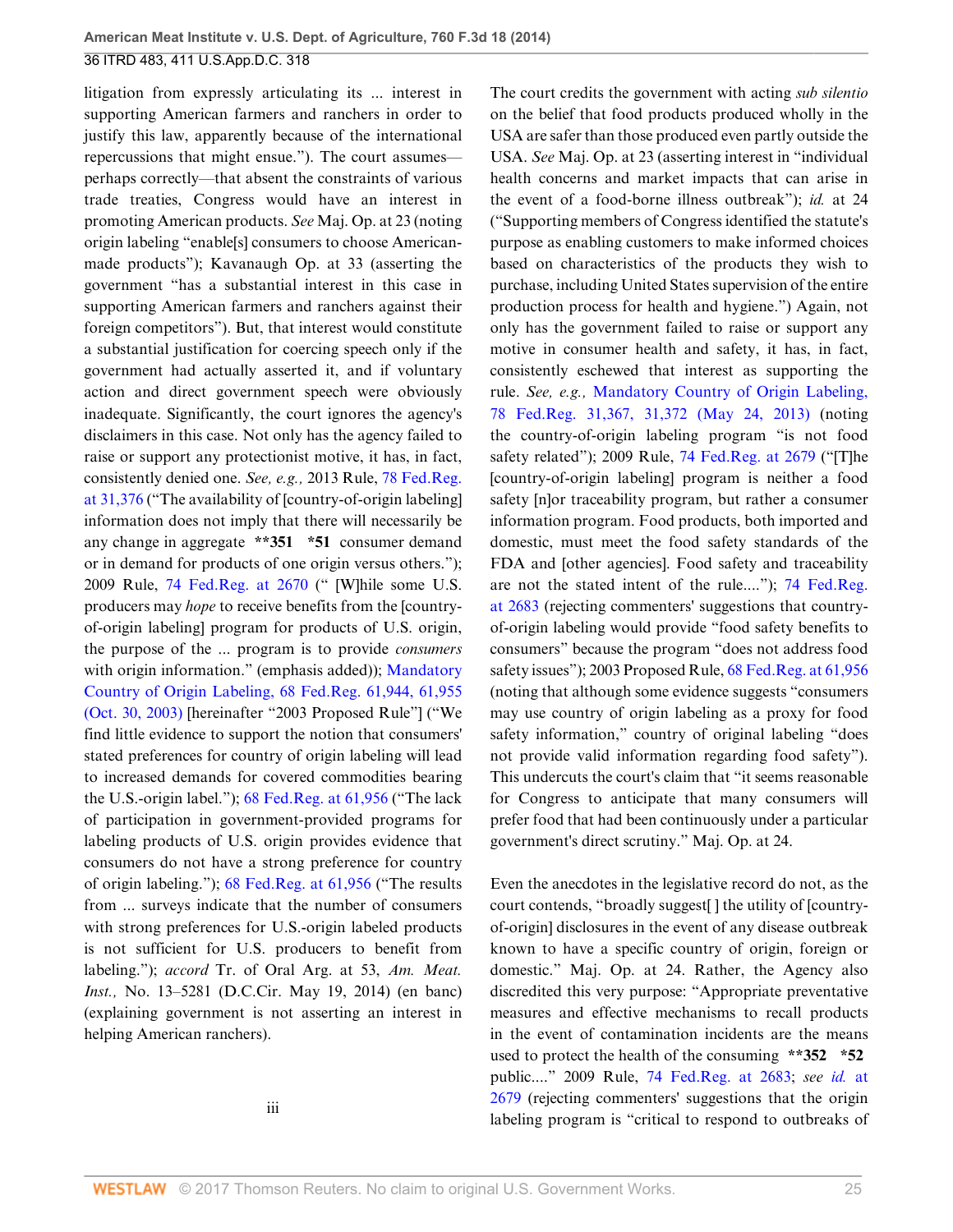litigation from expressly articulating its ... interest in supporting American farmers and ranchers in order to justify this law, apparently because of the international repercussions that might ensue."). The court assumes—perhaps correctly—that absent the constraints of various trade treaties, Congress would have an interest in promoting American products. *See* Maj. Op. at 23 (noting origin labeling "enable[s] consumers to choose American-made products"); Kavanaugh Op. at 33 (asserting the government "has a substantial interest in this case in supporting American farmers and ranchers against their foreign competitors"). But, that interest would constitute a substantial justification for coercing speech only if the government had actually asserted it, and if voluntary action and direct government speech were obviously inadequate. Significantly, the court ignores the agency's disclaimers in this case. Not only has the agency failed to raise or support any protectionist motive, it has, in fact, consistently denied one. *See, e.g.,* 2013 Rule, 78 Fed.Reg. at 31,376 ("The availability of [country-of-origin labeling] information does not imply that there will necessarily be any change in aggregate **\*\*351 \*51** consumer demand or in demand for products of one origin versus others."); 2009 Rule, 74 Fed.Reg. at 2670 (" [W]hile some U.S. producers may *hope* to receive benefits from the [country-of-origin labeling] program for products of U.S. origin, the purpose of the ... program is to provide *consumers* with origin information." (emphasis added)); Mandatory Country of Origin Labeling, 68 Fed.Reg. 61,944, 61,955 (Oct. 30, 2003) [hereinafter "2003 Proposed Rule"] ("We find little evidence to support the notion that consumers' stated preferences for country of origin labeling will lead to increased demands for covered commodities bearing the U.S.-origin label."); 68 Fed.Reg. at 61,956 ("The lack of participation in government-provided programs for labeling products of U.S. origin provides evidence that consumers do not have a strong preference for country of origin labeling."); 68 Fed.Reg. at 61,956 ("The results from ... surveys indicate that the number of consumers with strong preferences for U.S.-origin labeled products is not sufficient for U.S. producers to benefit from labeling."); *accord* Tr. of Oral Arg. at 53, *Am. Meat. Inst.,* No. 13–5281 (D.C.Cir. May 19, 2014) (en banc) (explaining government is not asserting an interest in helping American ranchers).

iii

The court credits the government with acting *sub silentio* on the belief that food products produced wholly in the USA are safer than those produced even partly outside the USA. *See* Maj. Op. at 23 (asserting interest in "individual health concerns and market impacts that can arise in the event of a food-borne illness outbreak"); *id.* at 24 ("Supporting members of Congress identified the statute's purpose as enabling customers to make informed choices based on characteristics of the products they wish to purchase, including United States supervision of the entire production process for health and hygiene.") Again, not only has the government failed to raise or support any motive in consumer health and safety, it has, in fact, consistently eschewed that interest as supporting the rule. *See, e.g.,* Mandatory Country of Origin Labeling, 78 Fed.Reg. 31,367, 31,372 (May 24, 2013) (noting the country-of-origin labeling program "is not food safety related"); 2009 Rule, 74 Fed.Reg. at 2679 ("[T]he [country-of-origin labeling] program is neither a food safety [n]or traceability program, but rather a consumer information program. Food products, both imported and domestic, must meet the food safety standards of the FDA and [other agencies]. Food safety and traceability are not the stated intent of the rule...."); 74 Fed.Reg. at 2683 (rejecting commenters' suggestions that country-of-origin labeling would provide "food safety benefits to consumers" because the program "does not address food safety issues"); 2003 Proposed Rule, 68 Fed.Reg. at 61,956 (noting that although some evidence suggests "consumers may use country of origin labeling as a proxy for food safety information," country of original labeling "does not provide valid information regarding food safety"). This undercuts the court's claim that "it seems reasonable for Congress to anticipate that many consumers will prefer food that had been continuously under a particular government's direct scrutiny." Maj. Op. at 24.

Even the anecdotes in the legislative record do not, as the court contends, "broadly suggest[ ] the utility of [country-of-origin] disclosures in the event of any disease outbreak known to have a specific country of origin, foreign or domestic." Maj. Op. at 24. Rather, the Agency also discredited this very purpose: "Appropriate preventative measures and effective mechanisms to recall products in the event of contamination incidents are the means used to protect the health of the consuming **\*\*352 \*52** public...." 2009 Rule, 74 Fed.Reg. at 2683; *see id.* at 2679 (rejecting commenters' suggestions that the origin labeling program is "critical to respond to outbreaks of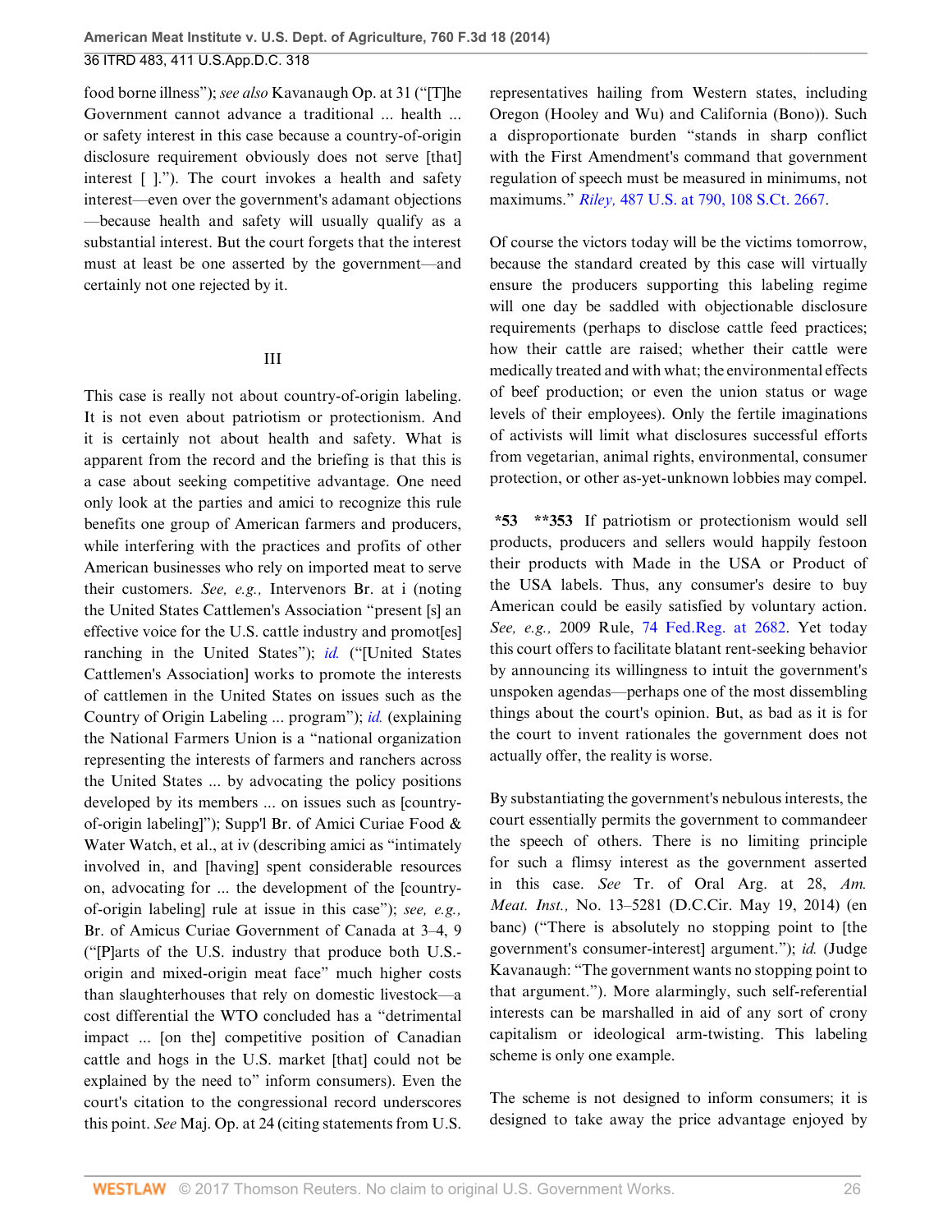food borne illness"); *see also* Kavanaugh Op. at 31 ("[T]he Government cannot advance a traditional ... health ... or safety interest in this case because a country-of-origin disclosure requirement obviously does not serve [that] interest [ ]."). The court invokes a health and safety interest—even over the government's adamant objections—because health and safety will usually qualify as a substantial interest. But the court forgets that the interest must at least be one asserted by the government—and certainly not one rejected by it.

## III

This case is really not about country-of-origin labeling. It is not even about patriotism or protectionism. And it is certainly not about health and safety. What is apparent from the record and the briefing is that this is a case about seeking competitive advantage. One need only look at the parties and amici to recognize this rule benefits one group of American farmers and producers, while interfering with the practices and profits of other American businesses who rely on imported meat to serve their customers. *See, e.g.,* Intervenors Br. at i (noting the United States Cattlemen's Association "present [s] an effective voice for the U.S. cattle industry and promot[es] ranching in the United States"); *id.* ("[United States Cattlemen's Association] works to promote the interests of cattlemen in the United States on issues such as the Country of Origin Labeling ... program"); *id.* (explaining the National Farmers Union is a "national organization representing the interests of farmers and ranchers across the United States ... by advocating the policy positions developed by its members ... on issues such as [country-of-origin labeling]"); Supp'l Br. of Amici Curiae Food & Water Watch, et al., at iv (describing amici as "intimately involved in, and [having] spent considerable resources on, advocating for ... the development of the [country-of-origin labeling] rule at issue in this case"); *see, e.g.,* Br. of Amicus Curiae Government of Canada at 3–4, 9 ("[P]arts of the U.S. industry that produce both U.S.-origin and mixed-origin meat face" much higher costs than slaughterhouses that rely on domestic livestock—a cost differential the WTO concluded has a "detrimental impact ... [on the] competitive position of Canadian cattle and hogs in the U.S. market [that] could not be explained by the need to" inform consumers). Even the court's citation to the congressional record underscores this point. *See* Maj. Op. at 24 (citing statements from U.S. representatives hailing from Western states, including Oregon (Hooley and Wu) and California (Bono)). Such a disproportionate burden "stands in sharp conflict with the First Amendment's command that government regulation of speech must be measured in minimums, not maximums." *Riley,* 487 U.S. at 790, 108 S.Ct. 2667.

Of course the victors today will be the victims tomorrow, because the standard created by this case will virtually ensure the producers supporting this labeling regime will one day be saddled with objectionable disclosure requirements (perhaps to disclose cattle feed practices; how their cattle are raised; whether their cattle were medically treated and with what; the environmental effects of beef production; or even the union status or wage levels of their employees). Only the fertile imaginations of activists will limit what disclosures successful efforts from vegetarian, animal rights, environmental, consumer protection, or other as-yet-unknown lobbies may compel.

**\*53 \*\*353** If patriotism or protectionism would sell products, producers and sellers would happily festoon their products with Made in the USA or Product of the USA labels. Thus, any consumer's desire to buy American could be easily satisfied by voluntary action. *See, e.g.,* 2009 Rule, 74 Fed.Reg. at 2682. Yet today this court offers to facilitate blatant rent-seeking behavior by announcing its willingness to intuit the government's unspoken agendas—perhaps one of the most dissembling things about the court's opinion. But, as bad as it is for the court to invent rationales the government does not actually offer, the reality is worse.

By substantiating the government's nebulous interests, the court essentially permits the government to commandeer the speech of others. There is no limiting principle for such a flimsy interest as the government asserted in this case. *See* Tr. of Oral Arg. at 28, *Am. Meat. Inst.,* No. 13–5281 (D.C.Cir. May 19, 2014) (en banc) ("There is absolutely no stopping point to [the government's consumer-interest] argument."); *id.* (Judge Kavanaugh: "The government wants no stopping point to that argument."). More alarmingly, such self-referential interests can be marshalled in aid of any sort of crony capitalism or ideological arm-twisting. This labeling scheme is only one example.

The scheme is not designed to inform consumers; it is designed to take away the price advantage enjoyed by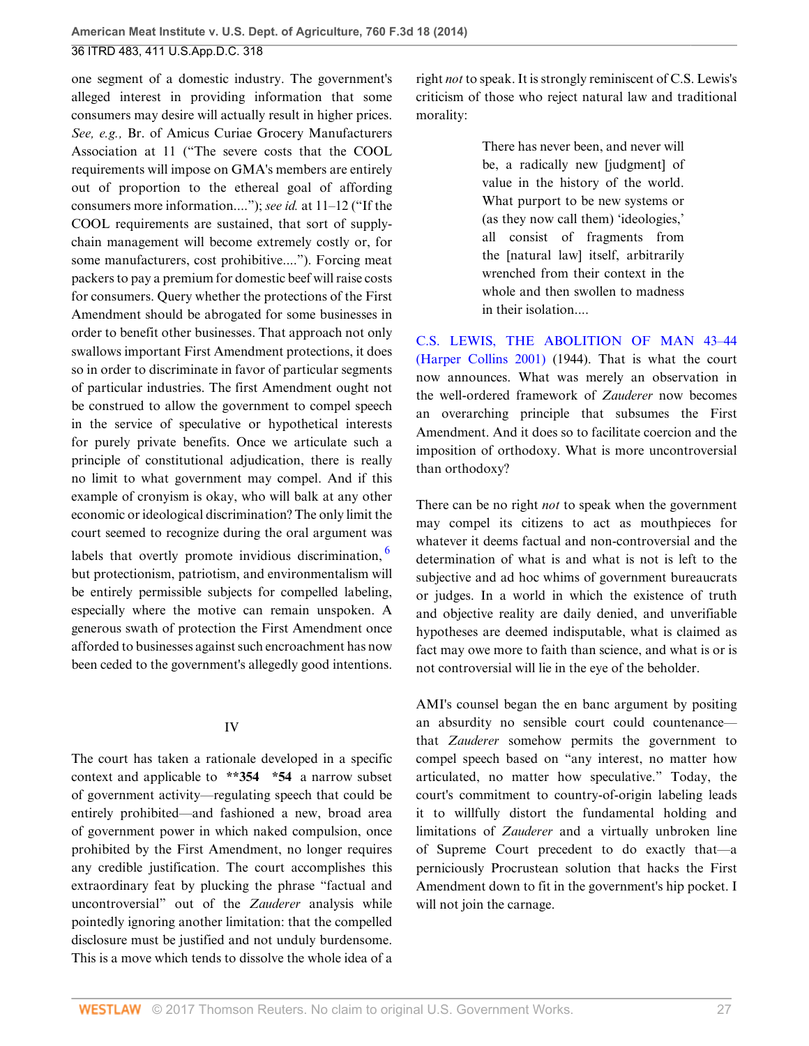one segment of a domestic industry. The government's alleged interest in providing information that some consumers may desire will actually result in higher prices. *See, e.g.,* Br. of Amicus Curiae Grocery Manufacturers Association at 11 ("The severe costs that the COOL requirements will impose on GMA's members are entirely out of proportion to the ethereal goal of affording consumers more information...."); *see id.* at 11–12 ("If the COOL requirements are sustained, that sort of supply-chain management will become extremely costly or, for some manufacturers, cost prohibitive...."). Forcing meat packers to pay a premium for domestic beef will raise costs for consumers. Query whether the protections of the First Amendment should be abrogated for some businesses in order to benefit other businesses. That approach not only swallows important First Amendment protections, it does so in order to discriminate in favor of particular segments of particular industries. The first Amendment ought not be construed to allow the government to compel speech in the service of speculative or hypothetical interests for purely private benefits. Once we articulate such a principle of constitutional adjudication, there is really no limit to what government may compel. And if this example of cronyism is okay, who will balk at any other economic or ideological discrimination? The only limit the court seemed to recognize during the oral argument was labels that overtly promote invidious discrimination,[6] but protectionism, patriotism, and environmentalism will be entirely permissible subjects for compelled labeling, especially where the motive can remain unspoken. A generous swath of protection the First Amendment once afforded to businesses against such encroachment has now been ceded to the government's allegedly good intentions.

IV

The court has taken a rationale developed in a specific context and applicable to **354 *54 a narrow subset of government activity—regulating speech that could be entirely prohibited—and fashioned a new, broad area of government power in which naked compulsion, once prohibited by the First Amendment, no longer requires any credible justification. The court accomplishes this extraordinary feat by plucking the phrase "factual and uncontroversial" out of the *Zauderer* analysis while pointedly ignoring another limitation: that the compelled disclosure must be justified and not unduly burdensome. This is a move which tends to dissolve the whole idea of a right *not* to speak. It is strongly reminiscent of C.S. Lewis's criticism of those who reject natural law and traditional morality:

> There has never been, and never will be, a radically new [judgment] of value in the history of the world. What purport to be new systems or (as they now call them) 'ideologies,' all consist of fragments from the [natural law] itself, arbitrarily wrenched from their context in the whole and then swollen to madness in their isolation....

C.S. LEWIS, THE ABOLITION OF MAN 43–44 (Harper Collins 2001) (1944). That is what the court now announces. What was merely an observation in the well-ordered framework of *Zauderer* now becomes an overarching principle that subsumes the First Amendment. And it does so to facilitate coercion and the imposition of orthodoxy. What is more uncontroversial than orthodoxy?

There can be no right *not* to speak when the government may compel its citizens to act as mouthpieces for whatever it deems factual and non-controversial and the determination of what is and what is not is left to the subjective and ad hoc whims of government bureaucrats or judges. In a world in which the existence of truth and objective reality are daily denied, and unverifiable hypotheses are deemed indisputable, what is claimed as fact may owe more to faith than science, and what is or is not controversial will lie in the eye of the beholder.

AMI's counsel began the en banc argument by positing an absurdity no sensible court could countenance—that *Zauderer* somehow permits the government to compel speech based on "any interest, no matter how articulated, no matter how speculative." Today, the court's commitment to country-of-origin labeling leads it to willfully distort the fundamental holding and limitations of *Zauderer* and a virtually unbroken line of Supreme Court precedent to do exactly that—a perniciously Procrustean solution that hacks the First Amendment down to fit in the government's hip pocket. I will not join the carnage.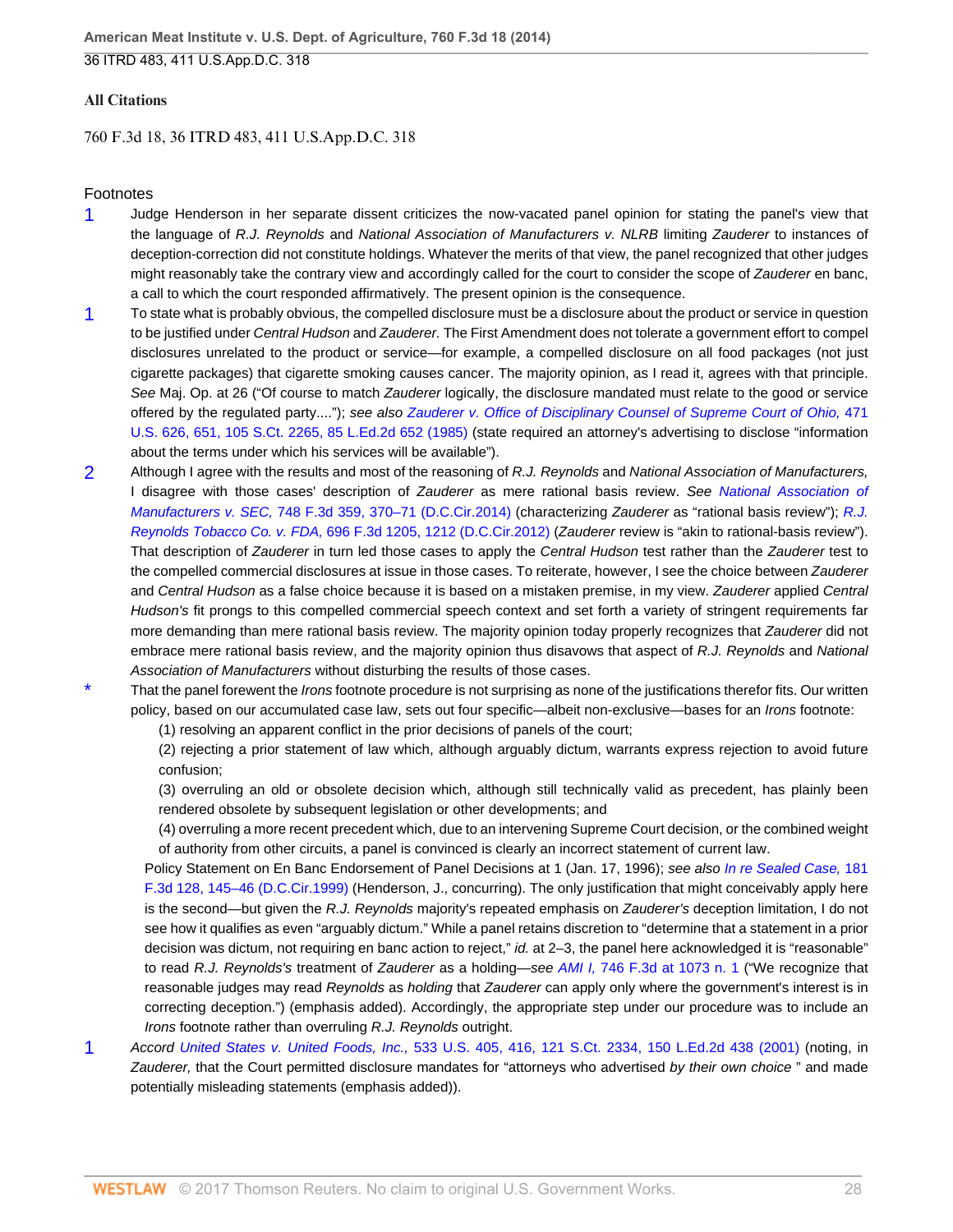**All Citations**

760 F.3d 18, 36 ITRD 483, 411 U.S.App.D.C. 318

Footnotes

1 Judge Henderson in her separate dissent criticizes the now-vacated panel opinion for stating the panel's view that the language of *R.J. Reynolds* and *National Association of Manufacturers v. NLRB* limiting *Zauderer* to instances of deception-correction did not constitute holdings. Whatever the merits of that view, the panel recognized that other judges might reasonably take the contrary view and accordingly called for the court to consider the scope of *Zauderer* en banc, a call to which the court responded affirmatively. The present opinion is the consequence.

1 To state what is probably obvious, the compelled disclosure must be a disclosure about the product or service in question to be justified under *Central Hudson* and *Zauderer.* The First Amendment does not tolerate a government effort to compel disclosures unrelated to the product or service—for example, a compelled disclosure on all food packages (not just cigarette packages) that cigarette smoking causes cancer. The majority opinion, as I read it, agrees with that principle. *See* Maj. Op. at 26 ("Of course to match *Zauderer* logically, the disclosure mandated must relate to the good or service offered by the regulated party...."); *see also Zauderer v. Office of Disciplinary Counsel of Supreme Court of Ohio,* 471 U.S. 626, 651, 105 S.Ct. 2265, 85 L.Ed.2d 652 (1985) (state required an attorney's advertising to disclose "information about the terms under which his services will be available").

2 Although I agree with the results and most of the reasoning of *R.J. Reynolds* and *National Association of Manufacturers,* I disagree with those cases' description of *Zauderer* as mere rational basis review. *See National Association of Manufacturers v. SEC,* 748 F.3d 359, 370–71 (D.C.Cir.2014) (characterizing *Zauderer* as "rational basis review"); *R.J. Reynolds Tobacco Co. v. FDA,* 696 F.3d 1205, 1212 (D.C.Cir.2012) (*Zauderer* review is "akin to rational-basis review"). That description of *Zauderer* in turn led those cases to apply the *Central Hudson* test rather than the *Zauderer* test to the compelled commercial disclosures at issue in those cases. To reiterate, however, I see the choice between *Zauderer* and *Central Hudson* as a false choice because it is based on a mistaken premise, in my view. *Zauderer* applied *Central Hudson's* fit prongs to this compelled commercial speech context and set forth a variety of stringent requirements far more demanding than mere rational basis review. The majority opinion today properly recognizes that *Zauderer* did not embrace mere rational basis review, and the majority opinion thus disavows that aspect of *R.J. Reynolds* and *National Association of Manufacturers* without disturbing the results of those cases.

* That the panel forewent the *Irons* footnote procedure is not surprising as none of the justifications therefor fits. Our written policy, based on our accumulated case law, sets out four specific—albeit non-exclusive—bases for an *Irons* footnote:

  (1) resolving an apparent conflict in the prior decisions of panels of the court;

  (2) rejecting a prior statement of law which, although arguably dictum, warrants express rejection to avoid future confusion;

  (3) overruling an old or obsolete decision which, although still technically valid as precedent, has plainly been rendered obsolete by subsequent legislation or other developments; and

  (4) overruling a more recent precedent which, due to an intervening Supreme Court decision, or the combined weight of authority from other circuits, a panel is convinced is clearly an incorrect statement of current law.

  Policy Statement on En Banc Endorsement of Panel Decisions at 1 (Jan. 17, 1996); *see also In re Sealed Case,* 181 F.3d 128, 145–46 (D.C.Cir.1999) (Henderson, J., concurring). The only justification that might conceivably apply here is the second—but given the *R.J. Reynolds* majority's repeated emphasis on *Zauderer's* deception limitation, I do not see how it qualifies as even "arguably dictum." While a panel retains discretion to "determine that a statement in a prior decision was dictum, not requiring en banc action to reject," *id.* at 2–3, the panel here acknowledged it is "reasonable" to read *R.J. Reynolds's* treatment of *Zauderer* as a holding—*see AMI I,* 746 F.3d at 1073 n. 1 ("We recognize that reasonable judges may read *Reynolds* as *holding* that *Zauderer* can apply only where the government's interest is in correcting deception.") (emphasis added). Accordingly, the appropriate step under our procedure was to include an *Irons* footnote rather than overruling *R.J. Reynolds* outright.

1 *Accord United States v. United Foods, Inc.,* 533 U.S. 405, 416, 121 S.Ct. 2334, 150 L.Ed.2d 438 (2001) (noting, in *Zauderer,* that the Court permitted disclosure mandates for "attorneys who advertised *by their own choice* " and made potentially misleading statements (emphasis added)).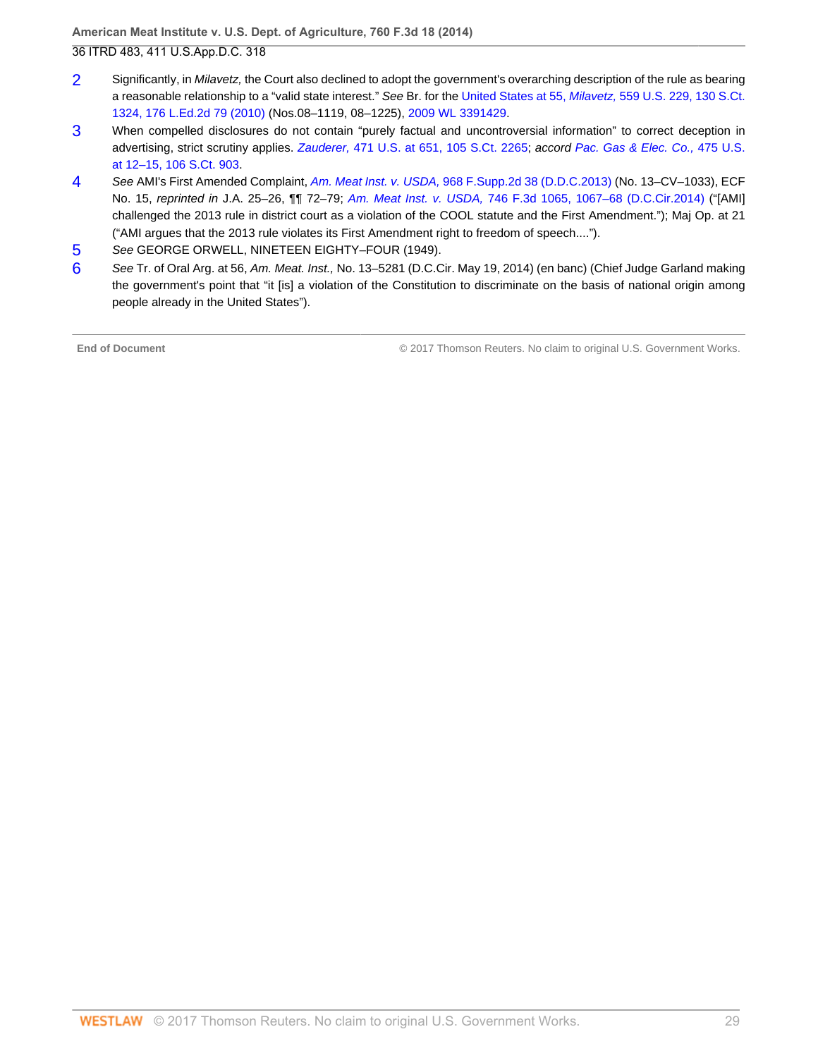2 Significantly, in *Milavetz,* the Court also declined to adopt the government's overarching description of the rule as bearing a reasonable relationship to a "valid state interest." *See* Br. for the United States at 55, *Milavetz,* 559 U.S. 229, 130 S.Ct. 1324, 176 L.Ed.2d 79 (2010) (Nos.08–1119, 08–1225), 2009 WL 3391429.

3 When compelled disclosures do not contain "purely factual and uncontroversial information" to correct deception in advertising, strict scrutiny applies. *Zauderer,* 471 U.S. at 651, 105 S.Ct. 2265; *accord Pac. Gas & Elec. Co.,* 475 U.S. at 12–15, 106 S.Ct. 903.

4 *See* AMI's First Amended Complaint, *Am. Meat Inst. v. USDA,* 968 F.Supp.2d 38 (D.D.C.2013) (No. 13–CV–1033), ECF No. 15, *reprinted in* J.A. 25–26, ¶¶ 72–79; *Am. Meat Inst. v. USDA,* 746 F.3d 1065, 1067–68 (D.C.Cir.2014) ("[AMI] challenged the 2013 rule in district court as a violation of the COOL statute and the First Amendment."); Maj Op. at 21 ("AMI argues that the 2013 rule violates its First Amendment right to freedom of speech....").

5 *See* GEORGE ORWELL, NINETEEN EIGHTY–FOUR (1949).

6 *See* Tr. of Oral Arg. at 56, *Am. Meat. Inst.,* No. 13–5281 (D.C.Cir. May 19, 2014) (en banc) (Chief Judge Garland making the government's point that "it [is] a violation of the Constitution to discriminate on the basis of national origin among people already in the United States").

End of Document